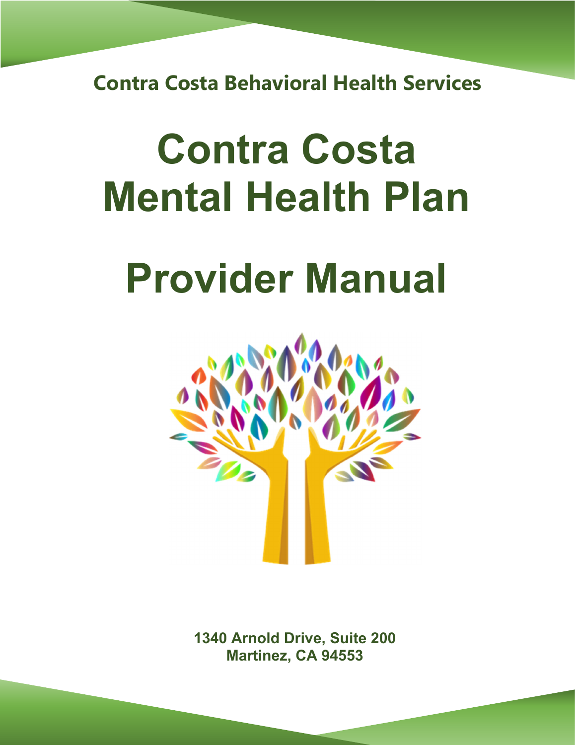**Contra Costa Behavioral Health Services**

# Contra Costa Mental Health Plan

# Provider Manual

**1340 Arnold Drive, Suite 200**
**Martinez, CA 94553**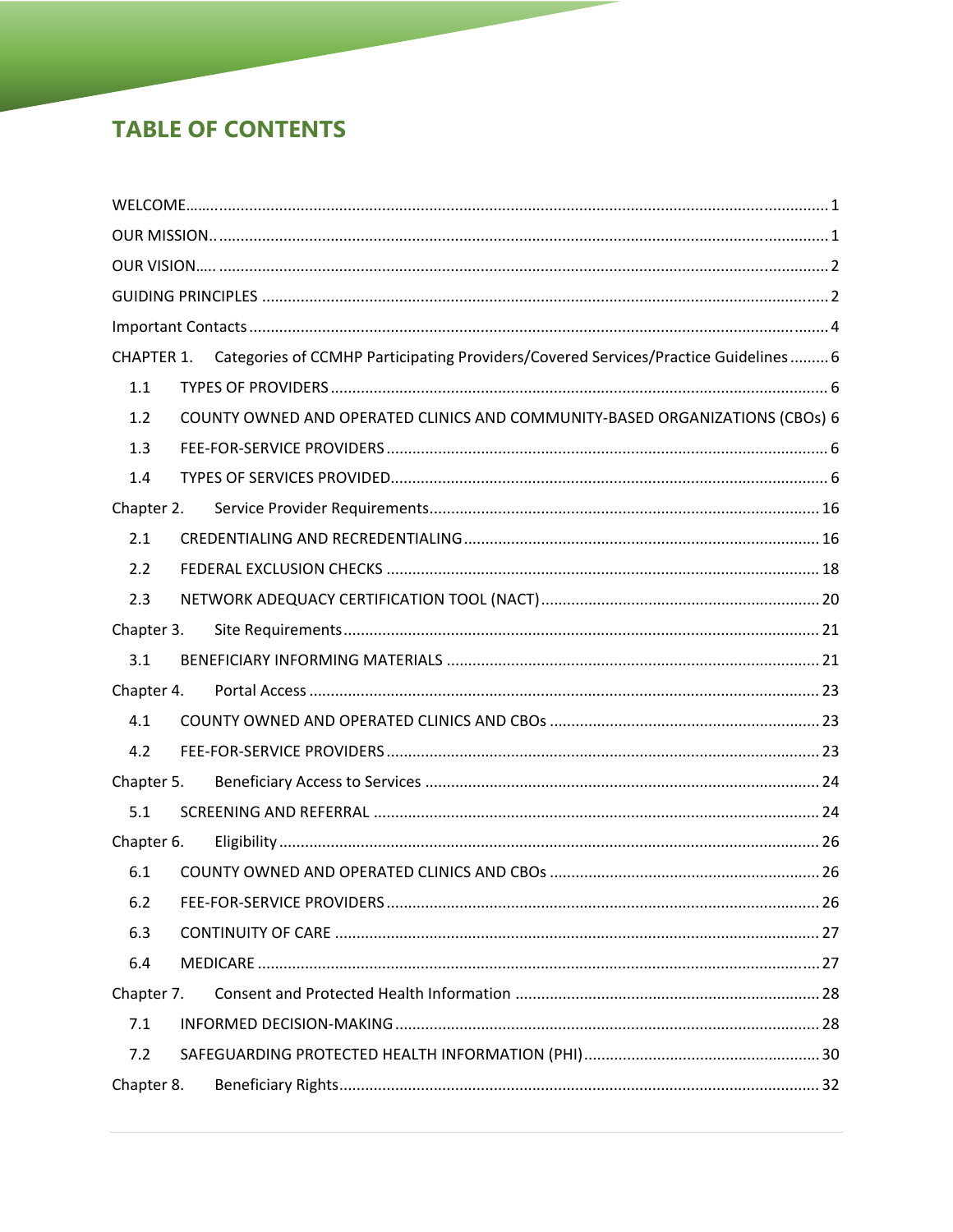# TABLE OF CONTENTS

WELCOME ........ 1

OUR MISSION ........ 1

OUR VISION ........ 2

GUIDING PRINCIPLES ........ 2

Important Contacts ........ 4

CHAPTER 1. Categories of CCMHP Participating Providers/Covered Services/Practice Guidelines ........ 6

- 1.1 TYPES OF PROVIDERS ........ 6
- 1.2 COUNTY OWNED AND OPERATED CLINICS AND COMMUNITY-BASED ORGANIZATIONS (CBOs) 6
- 1.3 FEE-FOR-SERVICE PROVIDERS ........ 6
- 1.4 TYPES OF SERVICES PROVIDED ........ 6

Chapter 2. Service Provider Requirements ........ 16

- 2.1 CREDENTIALING AND RECREDENTIALING ........ 16
- 2.2 FEDERAL EXCLUSION CHECKS ........ 18
- 2.3 NETWORK ADEQUACY CERTIFICATION TOOL (NACT) ........ 20

Chapter 3. Site Requirements ........ 21

- 3.1 BENEFICIARY INFORMING MATERIALS ........ 21

Chapter 4. Portal Access ........ 23

- 4.1 COUNTY OWNED AND OPERATED CLINICS AND CBOs ........ 23
- 4.2 FEE-FOR-SERVICE PROVIDERS ........ 23

Chapter 5. Beneficiary Access to Services ........ 24

- 5.1 SCREENING AND REFERRAL ........ 24

Chapter 6. Eligibility ........ 26

- 6.1 COUNTY OWNED AND OPERATED CLINICS AND CBOs ........ 26
- 6.2 FEE-FOR-SERVICE PROVIDERS ........ 26
- 6.3 CONTINUITY OF CARE ........ 27
- 6.4 MEDICARE ........ 27

Chapter 7. Consent and Protected Health Information ........ 28

- 7.1 INFORMED DECISION-MAKING ........ 28
- 7.2 SAFEGUARDING PROTECTED HEALTH INFORMATION (PHI) ........ 30

Chapter 8. Beneficiary Rights ........ 32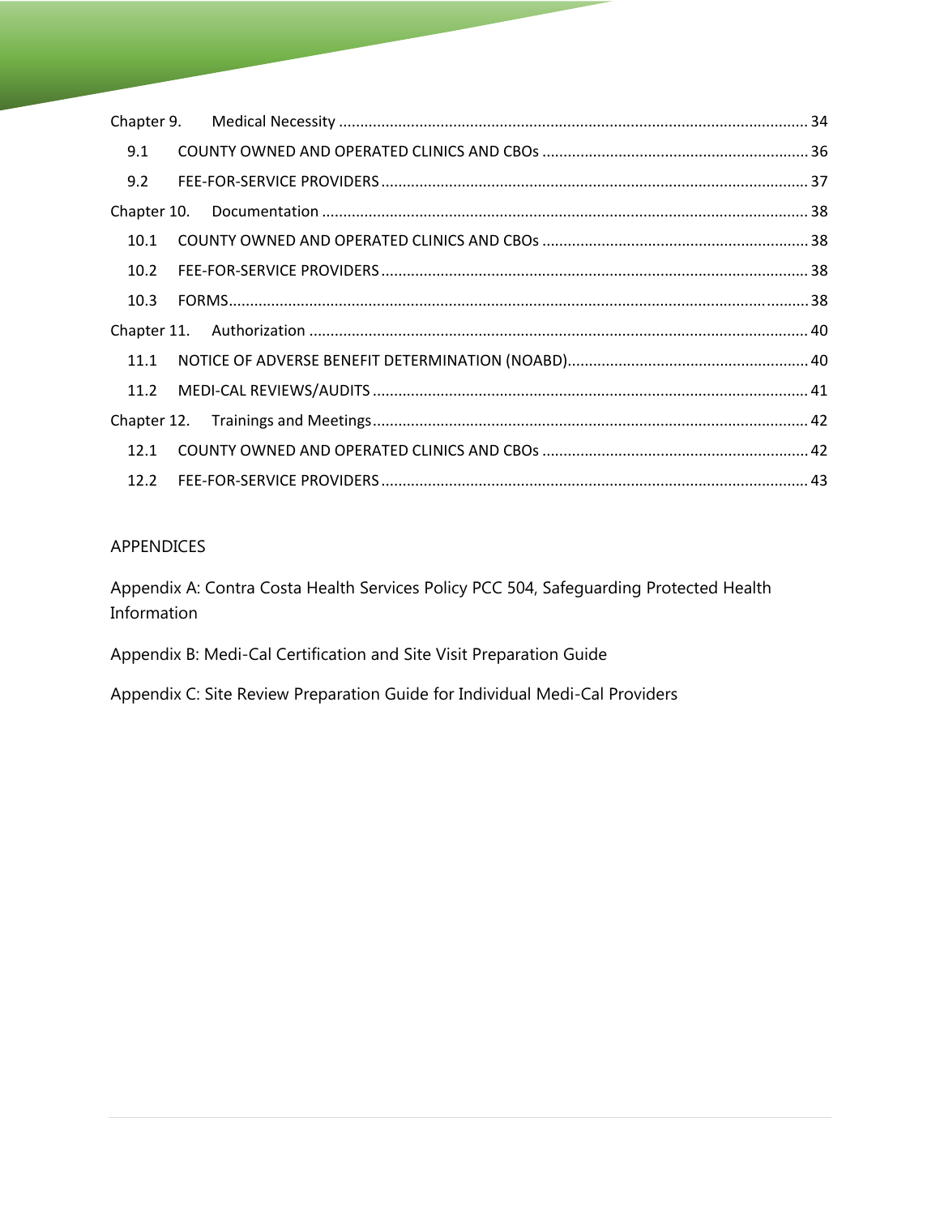Chapter 9. Medical Necessity ............................................................................................................ 34

9.1 COUNTY OWNED AND OPERATED CLINICS AND CBOs ............................................................. 36

9.2 FEE-FOR-SERVICE PROVIDERS ................................................................................................... 37

Chapter 10. Documentation ................................................................................................................ 38

10.1 COUNTY OWNED AND OPERATED CLINICS AND CBOs ............................................................. 38

10.2 FEE-FOR-SERVICE PROVIDERS ................................................................................................... 38

10.3 FORMS......................................................................................................................................... 38

Chapter 11. Authorization ................................................................................................................... 40

11.1 NOTICE OF ADVERSE BENEFIT DETERMINATION (NOABD)........................................................ 40

11.2 MEDI-CAL REVIEWS/AUDITS ..................................................................................................... 41

Chapter 12. Trainings and Meetings..................................................................................................... 42

12.1 COUNTY OWNED AND OPERATED CLINICS AND CBOs ............................................................. 42

12.2 FEE-FOR-SERVICE PROVIDERS ................................................................................................... 43

APPENDICES

Appendix A: Contra Costa Health Services Policy PCC 504, Safeguarding Protected Health Information

Appendix B: Medi-Cal Certification and Site Visit Preparation Guide

Appendix C: Site Review Preparation Guide for Individual Medi-Cal Providers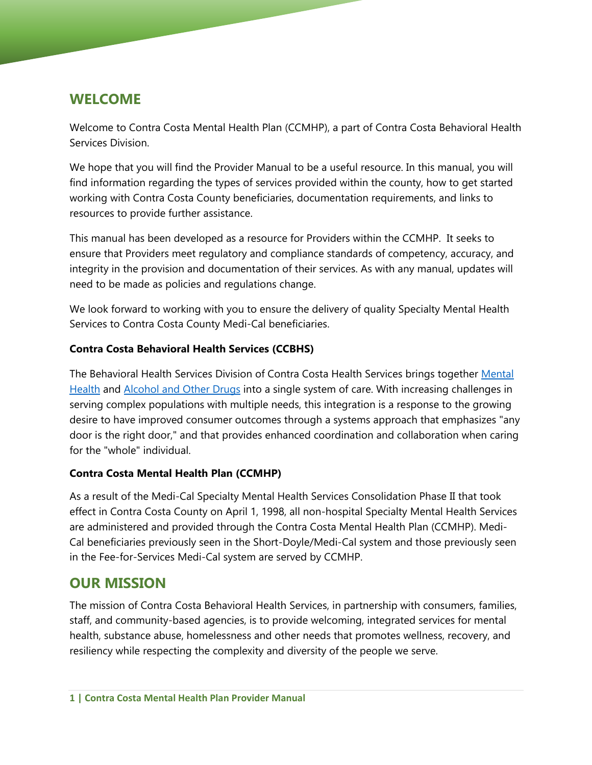## WELCOME

Welcome to Contra Costa Mental Health Plan (CCMHP), a part of Contra Costa Behavioral Health Services Division.

We hope that you will find the Provider Manual to be a useful resource. In this manual, you will find information regarding the types of services provided within the county, how to get started working with Contra Costa County beneficiaries, documentation requirements, and links to resources to provide further assistance.

This manual has been developed as a resource for Providers within the CCMHP. It seeks to ensure that Providers meet regulatory and compliance standards of competency, accuracy, and integrity in the provision and documentation of their services. As with any manual, updates will need to be made as policies and regulations change.

We look forward to working with you to ensure the delivery of quality Specialty Mental Health Services to Contra Costa County Medi-Cal beneficiaries.

**Contra Costa Behavioral Health Services (CCBHS)**

The Behavioral Health Services Division of Contra Costa Health Services brings together Mental Health and Alcohol and Other Drugs into a single system of care. With increasing challenges in serving complex populations with multiple needs, this integration is a response to the growing desire to have improved consumer outcomes through a systems approach that emphasizes "any door is the right door," and that provides enhanced coordination and collaboration when caring for the "whole" individual.

**Contra Costa Mental Health Plan (CCMHP)**

As a result of the Medi-Cal Specialty Mental Health Services Consolidation Phase II that took effect in Contra Costa County on April 1, 1998, all non-hospital Specialty Mental Health Services are administered and provided through the Contra Costa Mental Health Plan (CCMHP). Medi-Cal beneficiaries previously seen in the Short-Doyle/Medi-Cal system and those previously seen in the Fee-for-Services Medi-Cal system are served by CCMHP.

## OUR MISSION

The mission of Contra Costa Behavioral Health Services, in partnership with consumers, families, staff, and community-based agencies, is to provide welcoming, integrated services for mental health, substance abuse, homelessness and other needs that promotes wellness, recovery, and resiliency while respecting the complexity and diversity of the people we serve.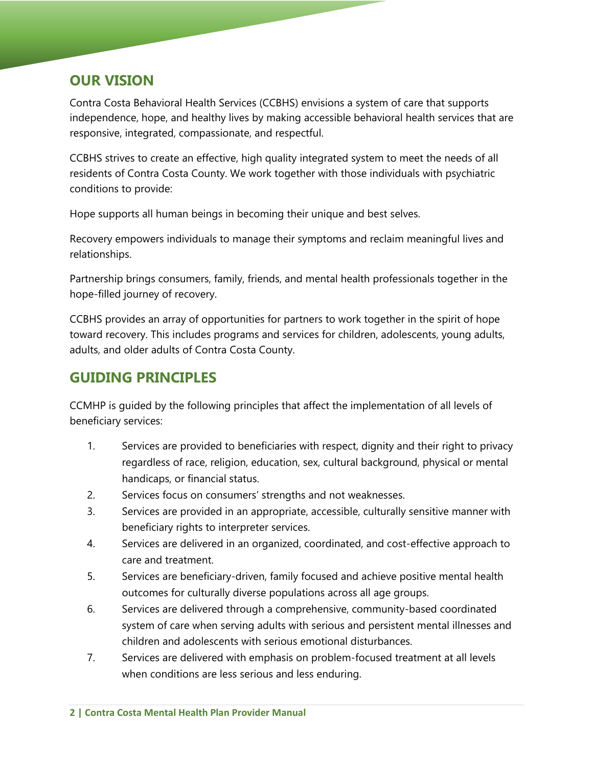## OUR VISION

Contra Costa Behavioral Health Services (CCBHS) envisions a system of care that supports independence, hope, and healthy lives by making accessible behavioral health services that are responsive, integrated, compassionate, and respectful.

CCBHS strives to create an effective, high quality integrated system to meet the needs of all residents of Contra Costa County. We work together with those individuals with psychiatric conditions to provide:

Hope supports all human beings in becoming their unique and best selves.

Recovery empowers individuals to manage their symptoms and reclaim meaningful lives and relationships.

Partnership brings consumers, family, friends, and mental health professionals together in the hope-filled journey of recovery.

CCBHS provides an array of opportunities for partners to work together in the spirit of hope toward recovery. This includes programs and services for children, adolescents, young adults, adults, and older adults of Contra Costa County.

## GUIDING PRINCIPLES

CCMHP is guided by the following principles that affect the implementation of all levels of beneficiary services:

1. Services are provided to beneficiaries with respect, dignity and their right to privacy regardless of race, religion, education, sex, cultural background, physical or mental handicaps, or financial status.
2. Services focus on consumers' strengths and not weaknesses.
3. Services are provided in an appropriate, accessible, culturally sensitive manner with beneficiary rights to interpreter services.
4. Services are delivered in an organized, coordinated, and cost-effective approach to care and treatment.
5. Services are beneficiary-driven, family focused and achieve positive mental health outcomes for culturally diverse populations across all age groups.
6. Services are delivered through a comprehensive, community-based coordinated system of care when serving adults with serious and persistent mental illnesses and children and adolescents with serious emotional disturbances.
7. Services are delivered with emphasis on problem-focused treatment at all levels when conditions are less serious and less enduring.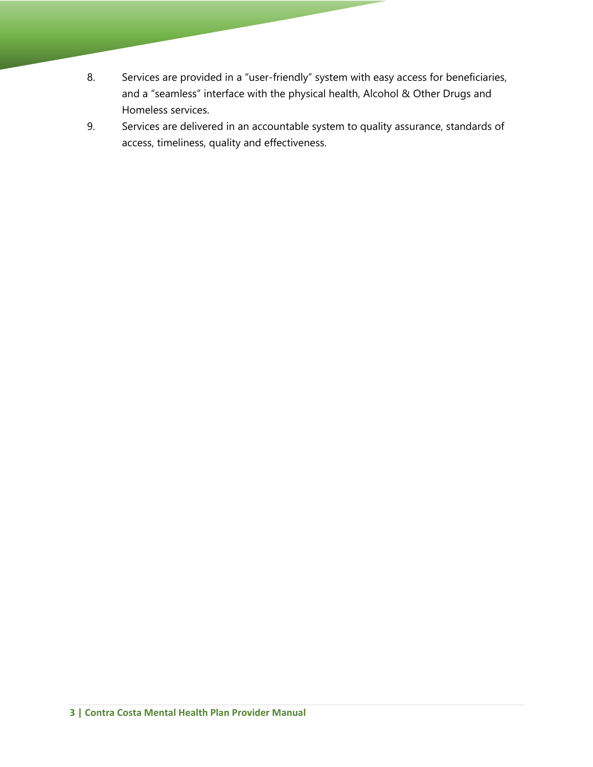8. Services are provided in a "user-friendly" system with easy access for beneficiaries, and a "seamless" interface with the physical health, Alcohol & Other Drugs and Homeless services.
9. Services are delivered in an accountable system to quality assurance, standards of access, timeliness, quality and effectiveness.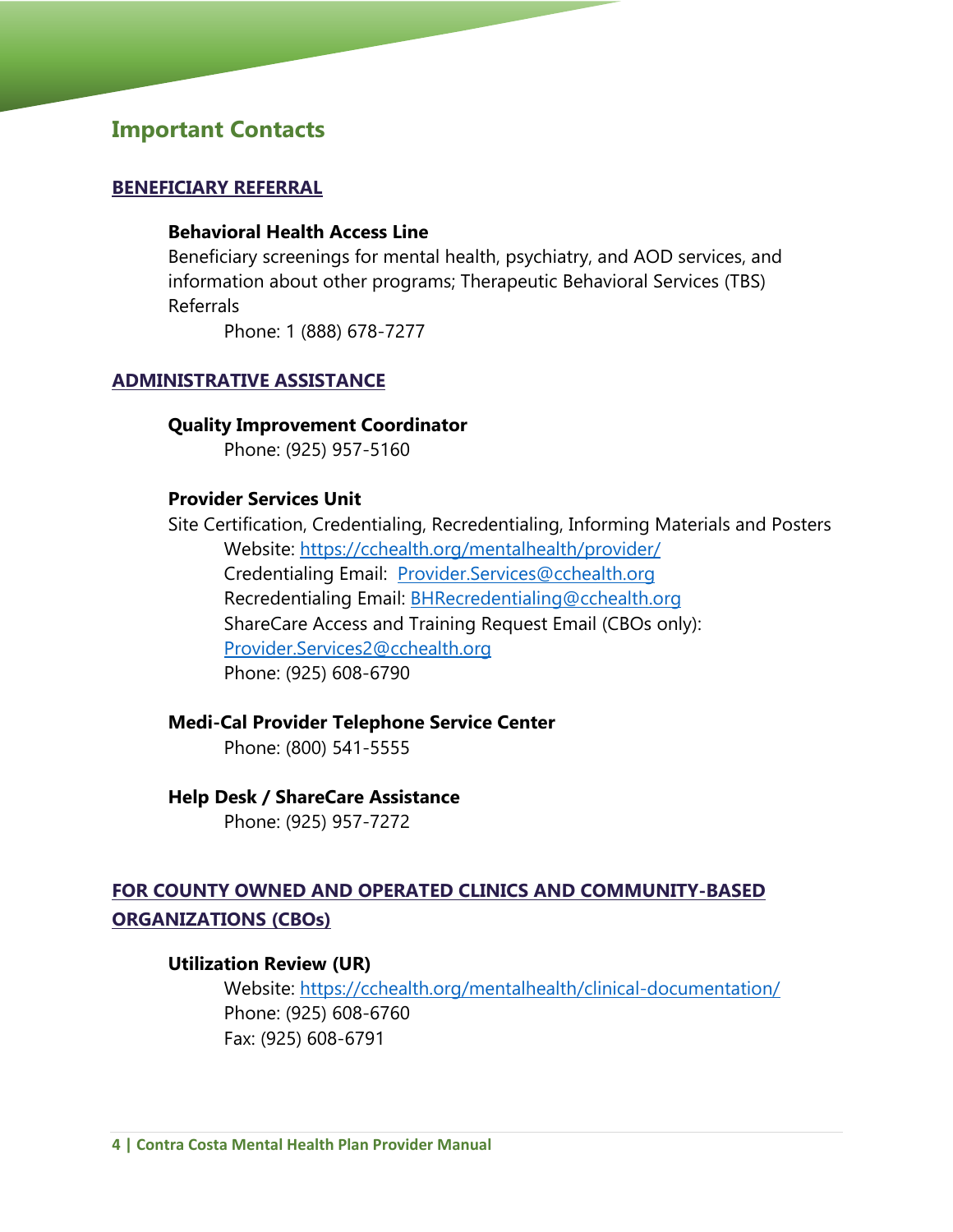## Important Contacts

### BENEFICIARY REFERRAL

**Behavioral Health Access Line**

Beneficiary screenings for mental health, psychiatry, and AOD services, and information about other programs; Therapeutic Behavioral Services (TBS) Referrals

Phone: 1 (888) 678-7277

### ADMINISTRATIVE ASSISTANCE

**Quality Improvement Coordinator**

Phone: (925) 957-5160

**Provider Services Unit**

Site Certification, Credentialing, Recredentialing, Informing Materials and Posters

Website: https://cchealth.org/mentalhealth/provider/
Credentialing Email: Provider.Services@cchealth.org
Recredentialing Email: BHRecredentialing@cchealth.org
ShareCare Access and Training Request Email (CBOs only): Provider.Services2@cchealth.org
Phone: (925) 608-6790

**Medi-Cal Provider Telephone Service Center**

Phone: (800) 541-5555

**Help Desk / ShareCare Assistance**

Phone: (925) 957-7272

### FOR COUNTY OWNED AND OPERATED CLINICS AND COMMUNITY-BASED ORGANIZATIONS (CBOs)

**Utilization Review (UR)**

Website: https://cchealth.org/mentalhealth/clinical-documentation/
Phone: (925) 608-6760
Fax: (925) 608-6791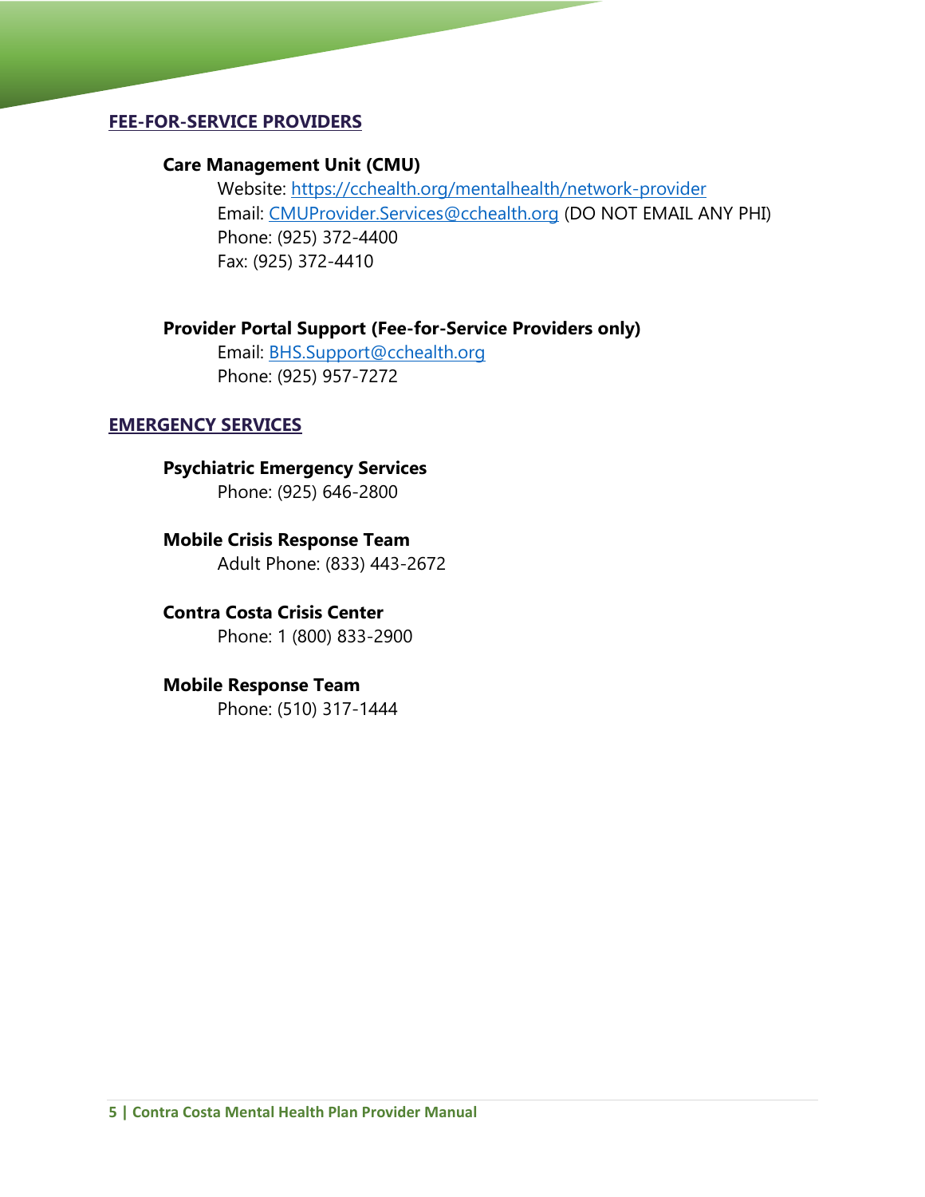## FEE-FOR-SERVICE PROVIDERS

### Care Management Unit (CMU)

Website: https://cchealth.org/mentalhealth/network-provider
Email: CMUProvider.Services@cchealth.org (DO NOT EMAIL ANY PHI)
Phone: (925) 372-4400
Fax: (925) 372-4410

### Provider Portal Support (Fee-for-Service Providers only)

Email: BHS.Support@cchealth.org
Phone: (925) 957-7272

## EMERGENCY SERVICES

### Psychiatric Emergency Services

Phone: (925) 646-2800

### Mobile Crisis Response Team

Adult Phone: (833) 443-2672

### Contra Costa Crisis Center

Phone: 1 (800) 833-2900

### Mobile Response Team

Phone: (510) 317-1444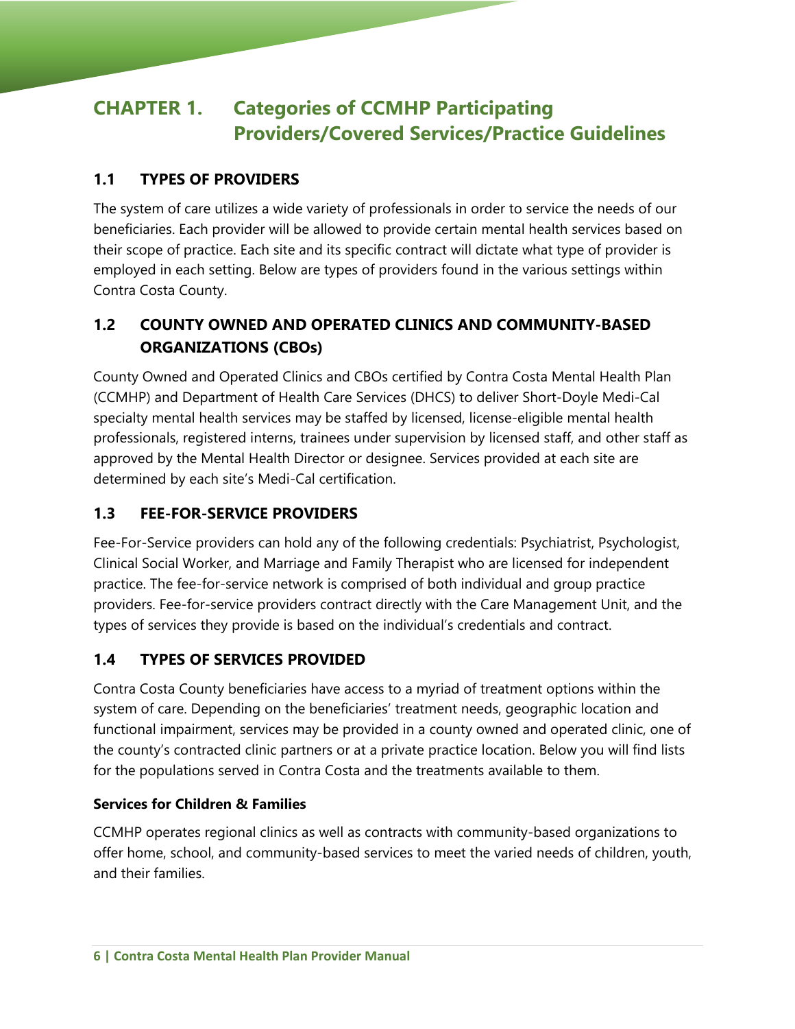# CHAPTER 1. Categories of CCMHP Participating Providers/Covered Services/Practice Guidelines

## 1.1 TYPES OF PROVIDERS

The system of care utilizes a wide variety of professionals in order to service the needs of our beneficiaries. Each provider will be allowed to provide certain mental health services based on their scope of practice. Each site and its specific contract will dictate what type of provider is employed in each setting. Below are types of providers found in the various settings within Contra Costa County.

## 1.2 COUNTY OWNED AND OPERATED CLINICS AND COMMUNITY-BASED ORGANIZATIONS (CBOs)

County Owned and Operated Clinics and CBOs certified by Contra Costa Mental Health Plan (CCMHP) and Department of Health Care Services (DHCS) to deliver Short-Doyle Medi-Cal specialty mental health services may be staffed by licensed, license-eligible mental health professionals, registered interns, trainees under supervision by licensed staff, and other staff as approved by the Mental Health Director or designee. Services provided at each site are determined by each site's Medi-Cal certification.

## 1.3 FEE-FOR-SERVICE PROVIDERS

Fee-For-Service providers can hold any of the following credentials: Psychiatrist, Psychologist, Clinical Social Worker, and Marriage and Family Therapist who are licensed for independent practice. The fee-for-service network is comprised of both individual and group practice providers. Fee-for-service providers contract directly with the Care Management Unit, and the types of services they provide is based on the individual's credentials and contract.

## 1.4 TYPES OF SERVICES PROVIDED

Contra Costa County beneficiaries have access to a myriad of treatment options within the system of care. Depending on the beneficiaries' treatment needs, geographic location and functional impairment, services may be provided in a county owned and operated clinic, one of the county's contracted clinic partners or at a private practice location. Below you will find lists for the populations served in Contra Costa and the treatments available to them.

**Services for Children & Families**

CCMHP operates regional clinics as well as contracts with community-based organizations to offer home, school, and community-based services to meet the varied needs of children, youth, and their families.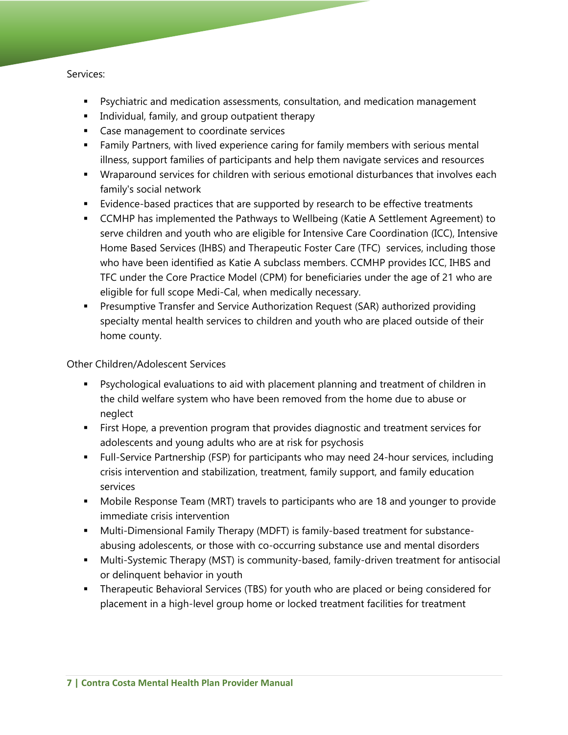Services:

- Psychiatric and medication assessments, consultation, and medication management
- Individual, family, and group outpatient therapy
- Case management to coordinate services
- Family Partners, with lived experience caring for family members with serious mental illness, support families of participants and help them navigate services and resources
- Wraparound services for children with serious emotional disturbances that involves each family's social network
- Evidence-based practices that are supported by research to be effective treatments
- CCMHP has implemented the Pathways to Wellbeing (Katie A Settlement Agreement) to serve children and youth who are eligible for Intensive Care Coordination (ICC), Intensive Home Based Services (IHBS) and Therapeutic Foster Care (TFC) services, including those who have been identified as Katie A subclass members. CCMHP provides ICC, IHBS and TFC under the Core Practice Model (CPM) for beneficiaries under the age of 21 who are eligible for full scope Medi-Cal, when medically necessary.
- Presumptive Transfer and Service Authorization Request (SAR) authorized providing specialty mental health services to children and youth who are placed outside of their home county.

Other Children/Adolescent Services

- Psychological evaluations to aid with placement planning and treatment of children in the child welfare system who have been removed from the home due to abuse or neglect
- First Hope, a prevention program that provides diagnostic and treatment services for adolescents and young adults who are at risk for psychosis
- Full-Service Partnership (FSP) for participants who may need 24-hour services, including crisis intervention and stabilization, treatment, family support, and family education services
- Mobile Response Team (MRT) travels to participants who are 18 and younger to provide immediate crisis intervention
- Multi-Dimensional Family Therapy (MDFT) is family-based treatment for substance-abusing adolescents, or those with co-occurring substance use and mental disorders
- Multi-Systemic Therapy (MST) is community-based, family-driven treatment for antisocial or delinquent behavior in youth
- Therapeutic Behavioral Services (TBS) for youth who are placed or being considered for placement in a high-level group home or locked treatment facilities for treatment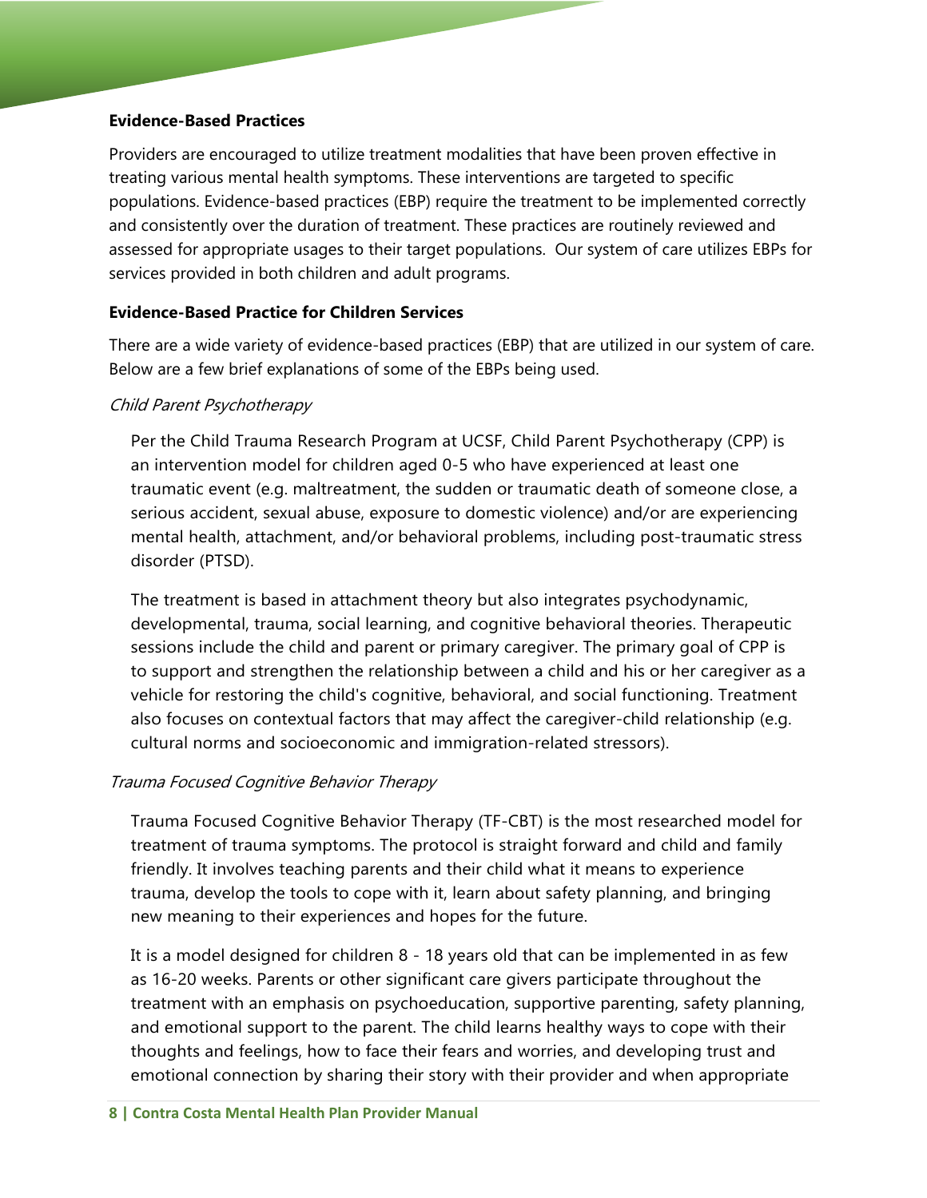**Evidence-Based Practices**

Providers are encouraged to utilize treatment modalities that have been proven effective in treating various mental health symptoms. These interventions are targeted to specific populations. Evidence-based practices (EBP) require the treatment to be implemented correctly and consistently over the duration of treatment. These practices are routinely reviewed and assessed for appropriate usages to their target populations. Our system of care utilizes EBPs for services provided in both children and adult programs.

**Evidence-Based Practice for Children Services**

There are a wide variety of evidence-based practices (EBP) that are utilized in our system of care. Below are a few brief explanations of some of the EBPs being used.

*Child Parent Psychotherapy*

Per the Child Trauma Research Program at UCSF, Child Parent Psychotherapy (CPP) is an intervention model for children aged 0-5 who have experienced at least one traumatic event (e.g. maltreatment, the sudden or traumatic death of someone close, a serious accident, sexual abuse, exposure to domestic violence) and/or are experiencing mental health, attachment, and/or behavioral problems, including post-traumatic stress disorder (PTSD).

The treatment is based in attachment theory but also integrates psychodynamic, developmental, trauma, social learning, and cognitive behavioral theories. Therapeutic sessions include the child and parent or primary caregiver. The primary goal of CPP is to support and strengthen the relationship between a child and his or her caregiver as a vehicle for restoring the child's cognitive, behavioral, and social functioning. Treatment also focuses on contextual factors that may affect the caregiver-child relationship (e.g. cultural norms and socioeconomic and immigration-related stressors).

*Trauma Focused Cognitive Behavior Therapy*

Trauma Focused Cognitive Behavior Therapy (TF-CBT) is the most researched model for treatment of trauma symptoms. The protocol is straight forward and child and family friendly. It involves teaching parents and their child what it means to experience trauma, develop the tools to cope with it, learn about safety planning, and bringing new meaning to their experiences and hopes for the future.

It is a model designed for children 8 - 18 years old that can be implemented in as few as 16-20 weeks. Parents or other significant care givers participate throughout the treatment with an emphasis on psychoeducation, supportive parenting, safety planning, and emotional support to the parent. The child learns healthy ways to cope with their thoughts and feelings, how to face their fears and worries, and developing trust and emotional connection by sharing their story with their provider and when appropriate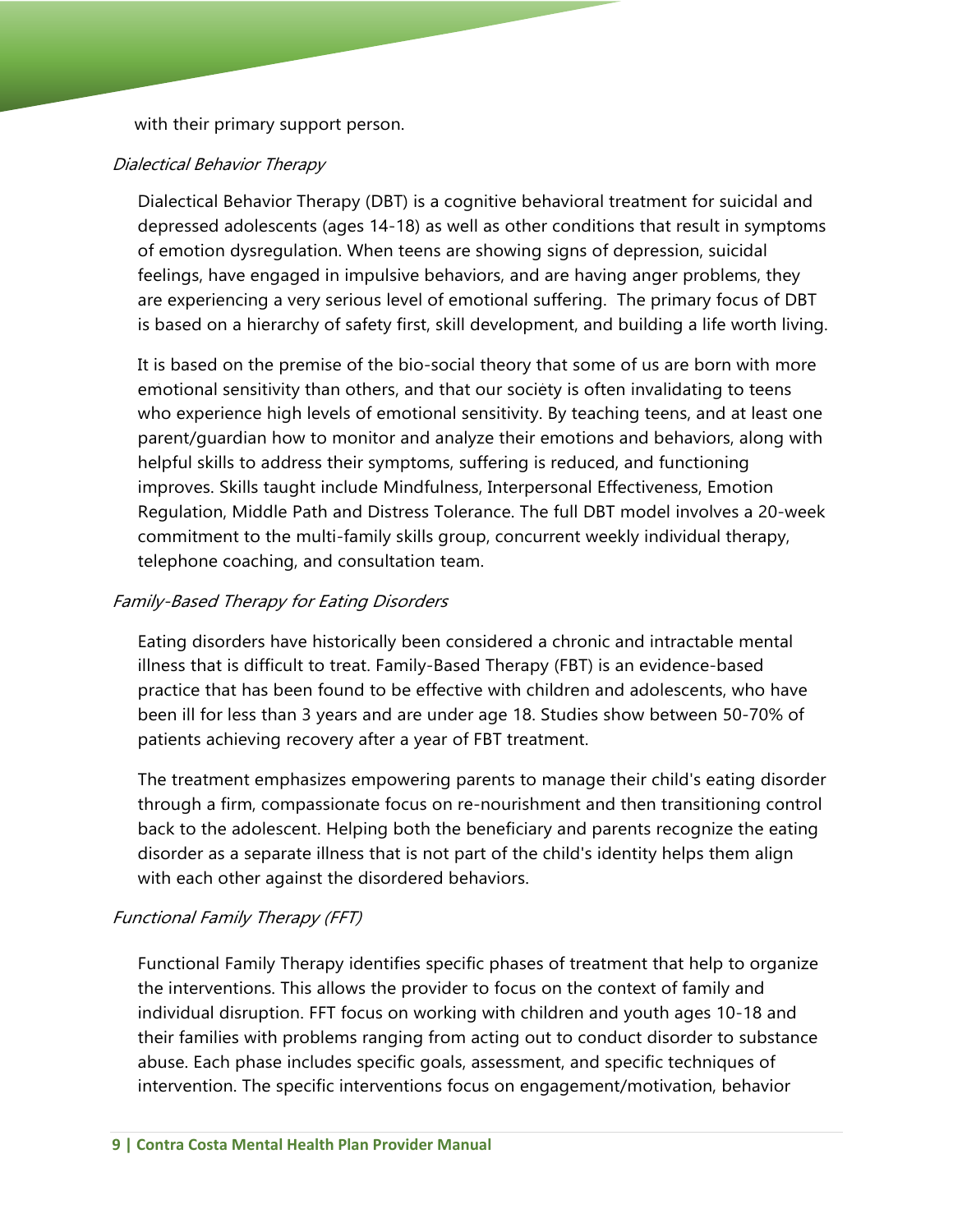with their primary support person.

### *Dialectical Behavior Therapy*

Dialectical Behavior Therapy (DBT) is a cognitive behavioral treatment for suicidal and depressed adolescents (ages 14-18) as well as other conditions that result in symptoms of emotion dysregulation. When teens are showing signs of depression, suicidal feelings, have engaged in impulsive behaviors, and are having anger problems, they are experiencing a very serious level of emotional suffering. The primary focus of DBT is based on a hierarchy of safety first, skill development, and building a life worth living.

It is based on the premise of the bio-social theory that some of us are born with more emotional sensitivity than others, and that our society is often invalidating to teens who experience high levels of emotional sensitivity. By teaching teens, and at least one parent/guardian how to monitor and analyze their emotions and behaviors, along with helpful skills to address their symptoms, suffering is reduced, and functioning improves. Skills taught include Mindfulness, Interpersonal Effectiveness, Emotion Regulation, Middle Path and Distress Tolerance. The full DBT model involves a 20-week commitment to the multi-family skills group, concurrent weekly individual therapy, telephone coaching, and consultation team.

### *Family-Based Therapy for Eating Disorders*

Eating disorders have historically been considered a chronic and intractable mental illness that is difficult to treat. Family-Based Therapy (FBT) is an evidence-based practice that has been found to be effective with children and adolescents, who have been ill for less than 3 years and are under age 18. Studies show between 50-70% of patients achieving recovery after a year of FBT treatment.

The treatment emphasizes empowering parents to manage their child's eating disorder through a firm, compassionate focus on re-nourishment and then transitioning control back to the adolescent. Helping both the beneficiary and parents recognize the eating disorder as a separate illness that is not part of the child's identity helps them align with each other against the disordered behaviors.

### *Functional Family Therapy (FFT)*

Functional Family Therapy identifies specific phases of treatment that help to organize the interventions. This allows the provider to focus on the context of family and individual disruption. FFT focus on working with children and youth ages 10-18 and their families with problems ranging from acting out to conduct disorder to substance abuse. Each phase includes specific goals, assessment, and specific techniques of intervention. The specific interventions focus on engagement/motivation, behavior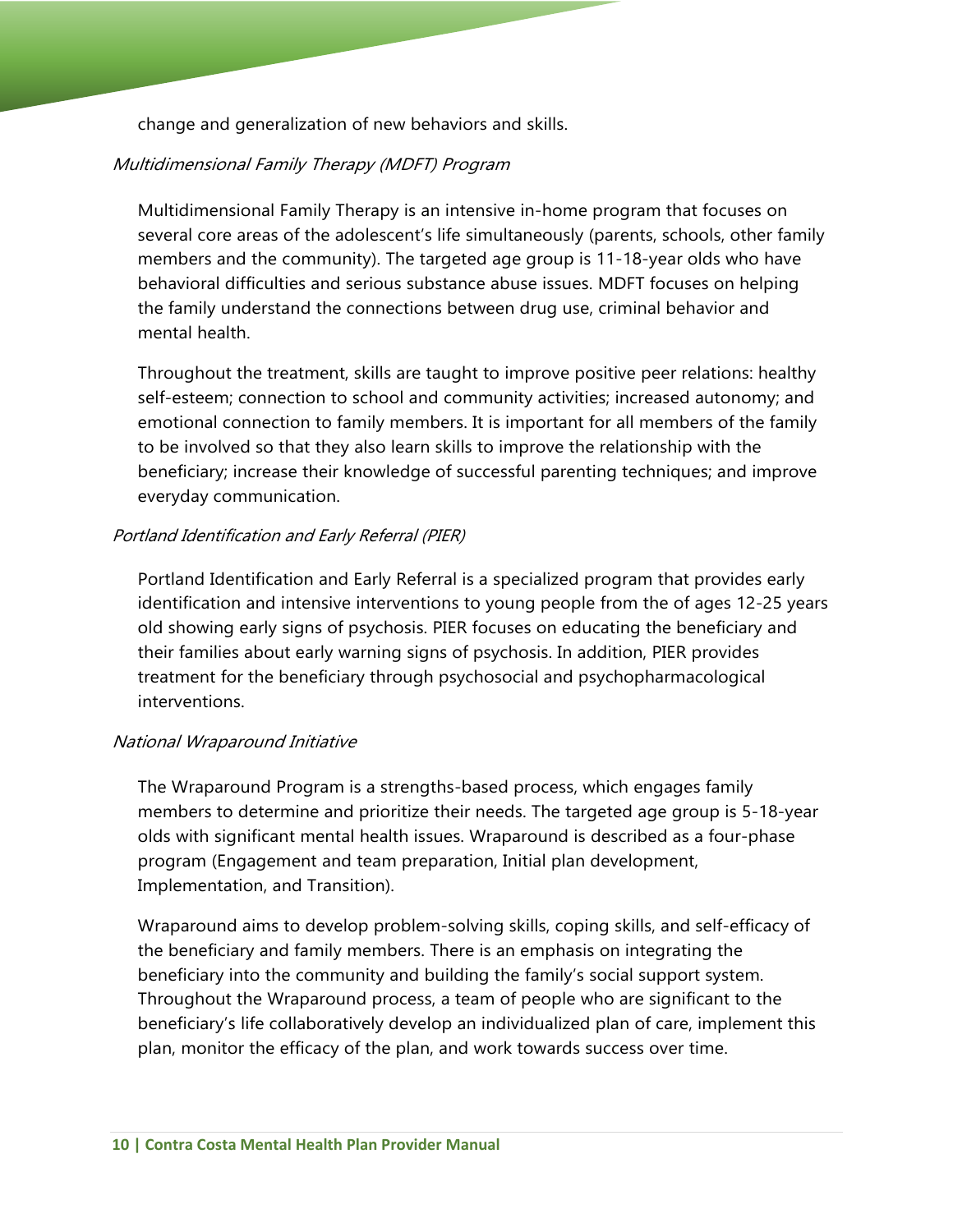change and generalization of new behaviors and skills.

*Multidimensional Family Therapy (MDFT) Program*

Multidimensional Family Therapy is an intensive in-home program that focuses on several core areas of the adolescent's life simultaneously (parents, schools, other family members and the community). The targeted age group is 11-18-year olds who have behavioral difficulties and serious substance abuse issues. MDFT focuses on helping the family understand the connections between drug use, criminal behavior and mental health.

Throughout the treatment, skills are taught to improve positive peer relations: healthy self-esteem; connection to school and community activities; increased autonomy; and emotional connection to family members. It is important for all members of the family to be involved so that they also learn skills to improve the relationship with the beneficiary; increase their knowledge of successful parenting techniques; and improve everyday communication.

*Portland Identification and Early Referral (PIER)*

Portland Identification and Early Referral is a specialized program that provides early identification and intensive interventions to young people from the of ages 12-25 years old showing early signs of psychosis. PIER focuses on educating the beneficiary and their families about early warning signs of psychosis. In addition, PIER provides treatment for the beneficiary through psychosocial and psychopharmacological interventions.

*National Wraparound Initiative*

The Wraparound Program is a strengths-based process, which engages family members to determine and prioritize their needs. The targeted age group is 5-18-year olds with significant mental health issues. Wraparound is described as a four-phase program (Engagement and team preparation, Initial plan development, Implementation, and Transition).

Wraparound aims to develop problem-solving skills, coping skills, and self-efficacy of the beneficiary and family members. There is an emphasis on integrating the beneficiary into the community and building the family's social support system. Throughout the Wraparound process, a team of people who are significant to the beneficiary's life collaboratively develop an individualized plan of care, implement this plan, monitor the efficacy of the plan, and work towards success over time.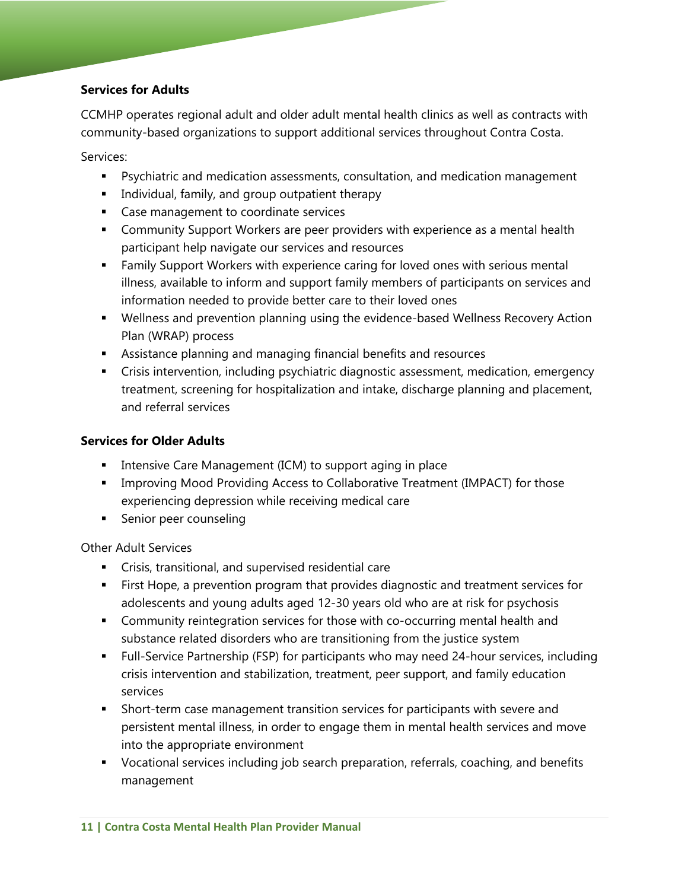**Services for Adults**

CCMHP operates regional adult and older adult mental health clinics as well as contracts with community-based organizations to support additional services throughout Contra Costa.

Services:

- Psychiatric and medication assessments, consultation, and medication management
- Individual, family, and group outpatient therapy
- Case management to coordinate services
- Community Support Workers are peer providers with experience as a mental health participant help navigate our services and resources
- Family Support Workers with experience caring for loved ones with serious mental illness, available to inform and support family members of participants on services and information needed to provide better care to their loved ones
- Wellness and prevention planning using the evidence-based Wellness Recovery Action Plan (WRAP) process
- Assistance planning and managing financial benefits and resources
- Crisis intervention, including psychiatric diagnostic assessment, medication, emergency treatment, screening for hospitalization and intake, discharge planning and placement, and referral services

**Services for Older Adults**

- Intensive Care Management (ICM) to support aging in place
- Improving Mood Providing Access to Collaborative Treatment (IMPACT) for those experiencing depression while receiving medical care
- Senior peer counseling

Other Adult Services

- Crisis, transitional, and supervised residential care
- First Hope, a prevention program that provides diagnostic and treatment services for adolescents and young adults aged 12-30 years old who are at risk for psychosis
- Community reintegration services for those with co-occurring mental health and substance related disorders who are transitioning from the justice system
- Full-Service Partnership (FSP) for participants who may need 24-hour services, including crisis intervention and stabilization, treatment, peer support, and family education services
- Short-term case management transition services for participants with severe and persistent mental illness, in order to engage them in mental health services and move into the appropriate environment
- Vocational services including job search preparation, referrals, coaching, and benefits management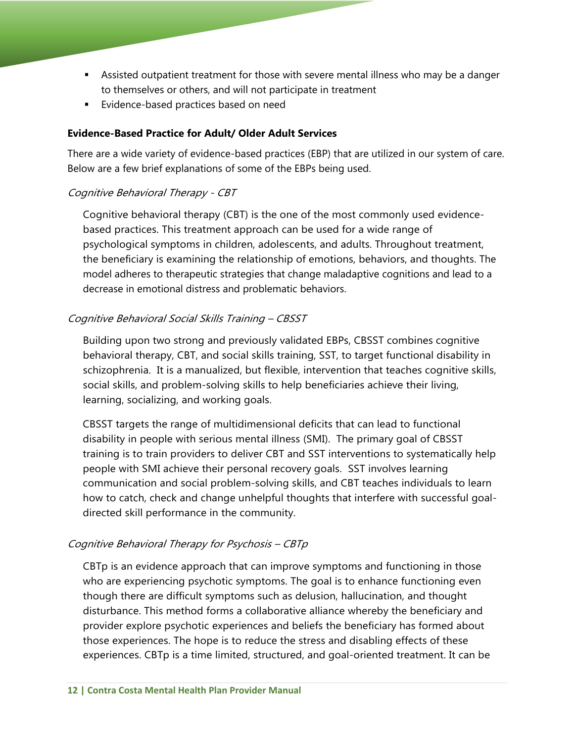- Assisted outpatient treatment for those with severe mental illness who may be a danger to themselves or others, and will not participate in treatment
- Evidence-based practices based on need

**Evidence-Based Practice for Adult/ Older Adult Services**

There are a wide variety of evidence-based practices (EBP) that are utilized in our system of care. Below are a few brief explanations of some of the EBPs being used.

*Cognitive Behavioral Therapy - CBT*

Cognitive behavioral therapy (CBT) is the one of the most commonly used evidence-based practices. This treatment approach can be used for a wide range of psychological symptoms in children, adolescents, and adults. Throughout treatment, the beneficiary is examining the relationship of emotions, behaviors, and thoughts. The model adheres to therapeutic strategies that change maladaptive cognitions and lead to a decrease in emotional distress and problematic behaviors.

*Cognitive Behavioral Social Skills Training – CBSST*

Building upon two strong and previously validated EBPs, CBSST combines cognitive behavioral therapy, CBT, and social skills training, SST, to target functional disability in schizophrenia. It is a manualized, but flexible, intervention that teaches cognitive skills, social skills, and problem-solving skills to help beneficiaries achieve their living, learning, socializing, and working goals.

CBSST targets the range of multidimensional deficits that can lead to functional disability in people with serious mental illness (SMI). The primary goal of CBSST training is to train providers to deliver CBT and SST interventions to systematically help people with SMI achieve their personal recovery goals. SST involves learning communication and social problem-solving skills, and CBT teaches individuals to learn how to catch, check and change unhelpful thoughts that interfere with successful goal-directed skill performance in the community.

*Cognitive Behavioral Therapy for Psychosis – CBTp*

CBTp is an evidence approach that can improve symptoms and functioning in those who are experiencing psychotic symptoms. The goal is to enhance functioning even though there are difficult symptoms such as delusion, hallucination, and thought disturbance. This method forms a collaborative alliance whereby the beneficiary and provider explore psychotic experiences and beliefs the beneficiary has formed about those experiences. The hope is to reduce the stress and disabling effects of these experiences. CBTp is a time limited, structured, and goal-oriented treatment. It can be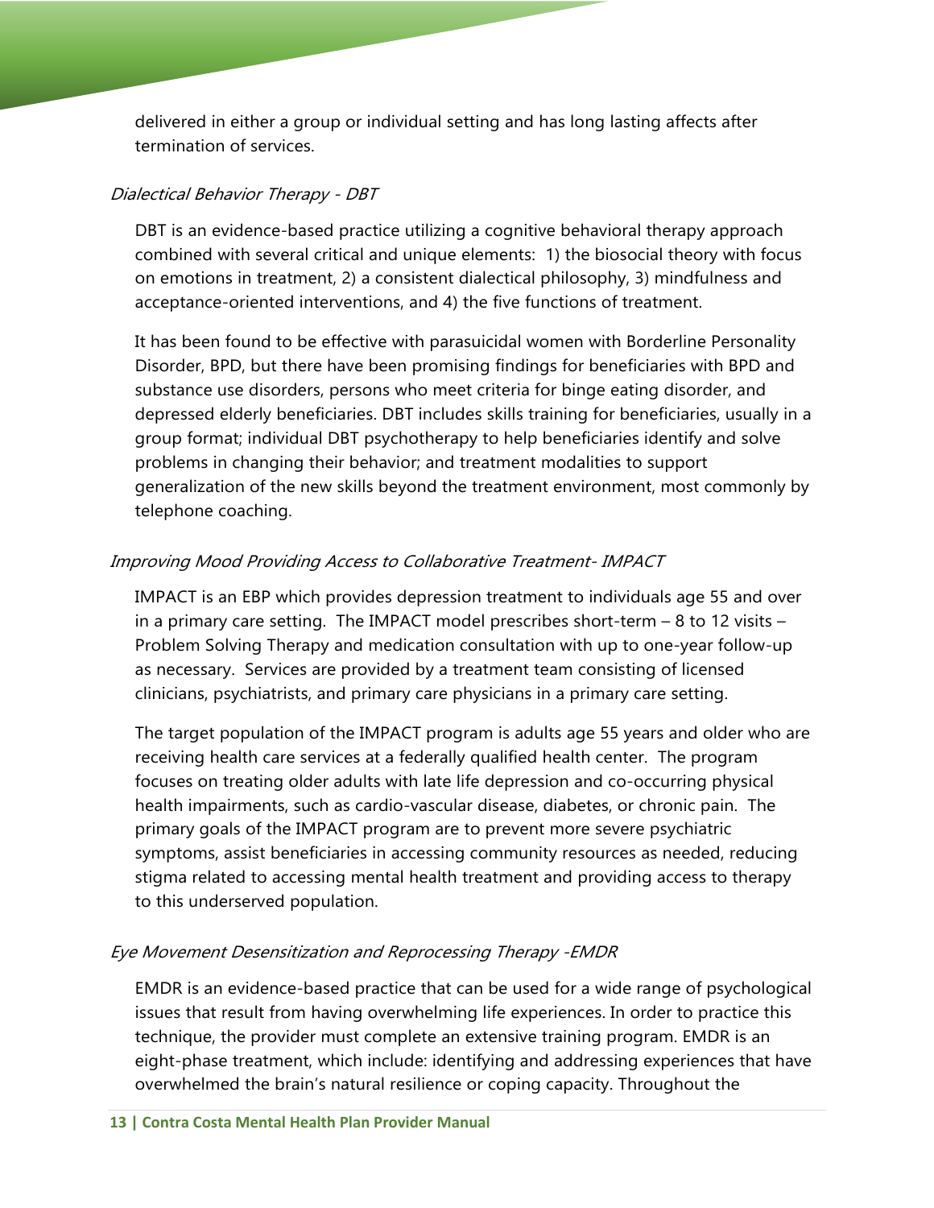delivered in either a group or individual setting and has long lasting affects after termination of services.

### *Dialectical Behavior Therapy - DBT*

DBT is an evidence-based practice utilizing a cognitive behavioral therapy approach combined with several critical and unique elements: 1) the biosocial theory with focus on emotions in treatment, 2) a consistent dialectical philosophy, 3) mindfulness and acceptance-oriented interventions, and 4) the five functions of treatment.

It has been found to be effective with parasuicidal women with Borderline Personality Disorder, BPD, but there have been promising findings for beneficiaries with BPD and substance use disorders, persons who meet criteria for binge eating disorder, and depressed elderly beneficiaries. DBT includes skills training for beneficiaries, usually in a group format; individual DBT psychotherapy to help beneficiaries identify and solve problems in changing their behavior; and treatment modalities to support generalization of the new skills beyond the treatment environment, most commonly by telephone coaching.

### *Improving Mood Providing Access to Collaborative Treatment- IMPACT*

IMPACT is an EBP which provides depression treatment to individuals age 55 and over in a primary care setting. The IMPACT model prescribes short-term – 8 to 12 visits – Problem Solving Therapy and medication consultation with up to one-year follow-up as necessary. Services are provided by a treatment team consisting of licensed clinicians, psychiatrists, and primary care physicians in a primary care setting.

The target population of the IMPACT program is adults age 55 years and older who are receiving health care services at a federally qualified health center. The program focuses on treating older adults with late life depression and co-occurring physical health impairments, such as cardio-vascular disease, diabetes, or chronic pain. The primary goals of the IMPACT program are to prevent more severe psychiatric symptoms, assist beneficiaries in accessing community resources as needed, reducing stigma related to accessing mental health treatment and providing access to therapy to this underserved population.

### *Eye Movement Desensitization and Reprocessing Therapy -EMDR*

EMDR is an evidence-based practice that can be used for a wide range of psychological issues that result from having overwhelming life experiences. In order to practice this technique, the provider must complete an extensive training program. EMDR is an eight-phase treatment, which include: identifying and addressing experiences that have overwhelmed the brain's natural resilience or coping capacity. Throughout the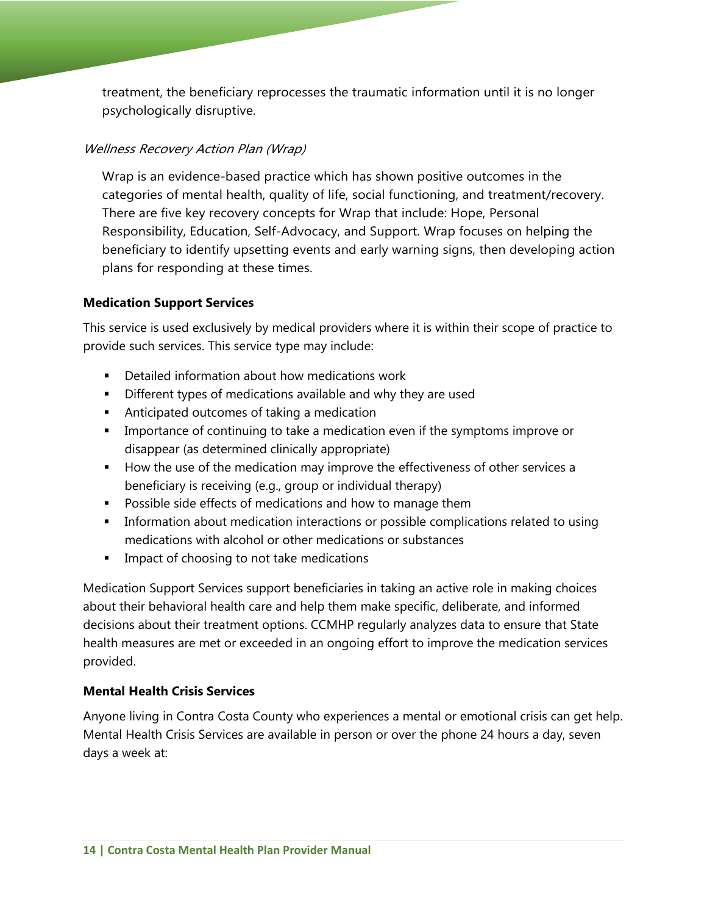treatment, the beneficiary reprocesses the traumatic information until it is no longer psychologically disruptive.

*Wellness Recovery Action Plan (Wrap)*

Wrap is an evidence-based practice which has shown positive outcomes in the categories of mental health, quality of life, social functioning, and treatment/recovery. There are five key recovery concepts for Wrap that include: Hope, Personal Responsibility, Education, Self-Advocacy, and Support. Wrap focuses on helping the beneficiary to identify upsetting events and early warning signs, then developing action plans for responding at these times.

**Medication Support Services**

This service is used exclusively by medical providers where it is within their scope of practice to provide such services. This service type may include:

- Detailed information about how medications work
- Different types of medications available and why they are used
- Anticipated outcomes of taking a medication
- Importance of continuing to take a medication even if the symptoms improve or disappear (as determined clinically appropriate)
- How the use of the medication may improve the effectiveness of other services a beneficiary is receiving (e.g., group or individual therapy)
- Possible side effects of medications and how to manage them
- Information about medication interactions or possible complications related to using medications with alcohol or other medications or substances
- Impact of choosing to not take medications

Medication Support Services support beneficiaries in taking an active role in making choices about their behavioral health care and help them make specific, deliberate, and informed decisions about their treatment options. CCMHP regularly analyzes data to ensure that State health measures are met or exceeded in an ongoing effort to improve the medication services provided.

**Mental Health Crisis Services**

Anyone living in Contra Costa County who experiences a mental or emotional crisis can get help. Mental Health Crisis Services are available in person or over the phone 24 hours a day, seven days a week at: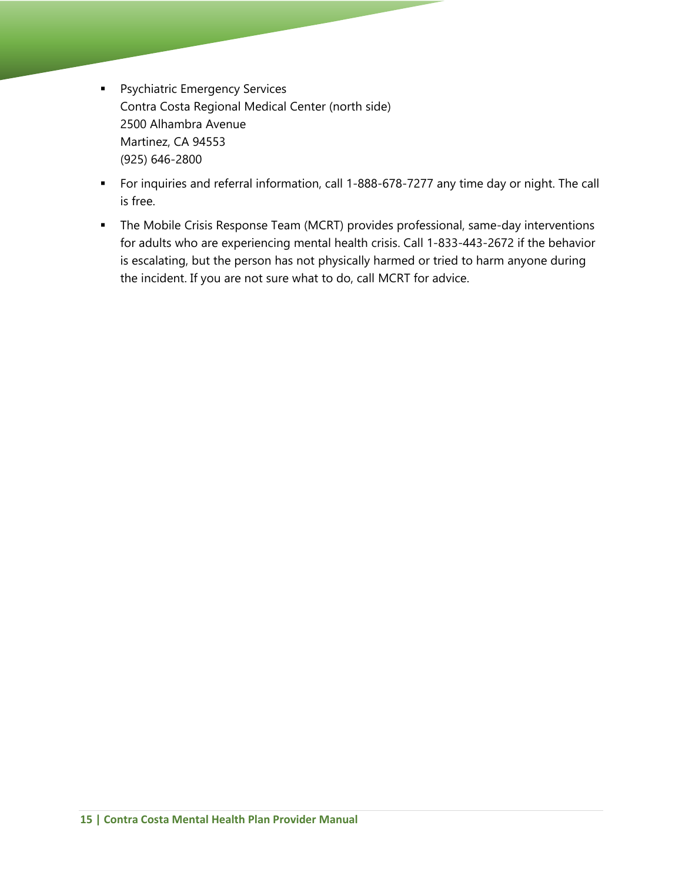- Psychiatric Emergency Services
  Contra Costa Regional Medical Center (north side)
  2500 Alhambra Avenue
  Martinez, CA 94553
  (925) 646-2800
- For inquiries and referral information, call 1-888-678-7277 any time day or night. The call is free.
- The Mobile Crisis Response Team (MCRT) provides professional, same-day interventions for adults who are experiencing mental health crisis. Call 1-833-443-2672 if the behavior is escalating, but the person has not physically harmed or tried to harm anyone during the incident. If you are not sure what to do, call MCRT for advice.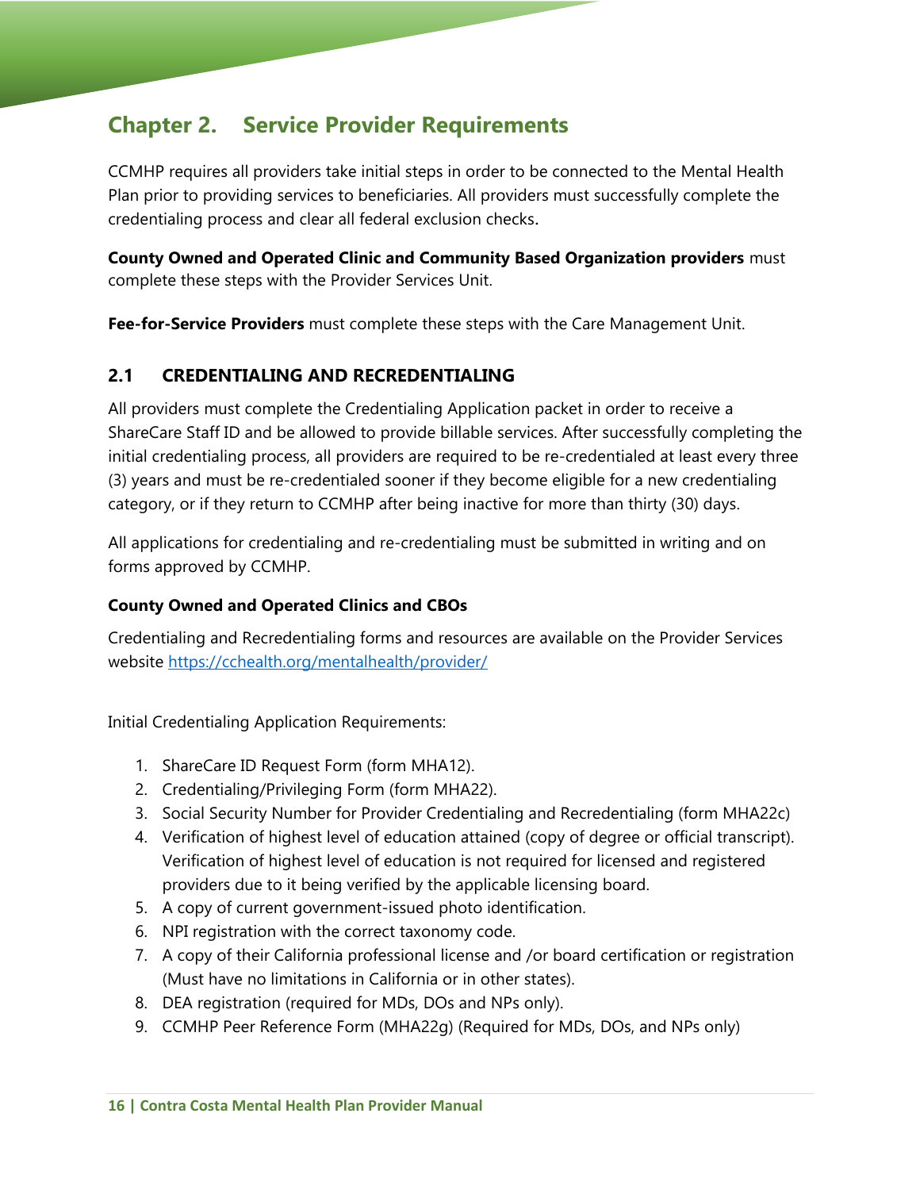# Chapter 2. Service Provider Requirements

CCMHP requires all providers take initial steps in order to be connected to the Mental Health Plan prior to providing services to beneficiaries. All providers must successfully complete the credentialing process and clear all federal exclusion checks.

**County Owned and Operated Clinic and Community Based Organization providers** must complete these steps with the Provider Services Unit.

**Fee-for-Service Providers** must complete these steps with the Care Management Unit.

## 2.1 CREDENTIALING AND RECREDENTIALING

All providers must complete the Credentialing Application packet in order to receive a ShareCare Staff ID and be allowed to provide billable services. After successfully completing the initial credentialing process, all providers are required to be re-credentialed at least every three (3) years and must be re-credentialed sooner if they become eligible for a new credentialing category, or if they return to CCMHP after being inactive for more than thirty (30) days.

All applications for credentialing and re-credentialing must be submitted in writing and on forms approved by CCMHP.

**County Owned and Operated Clinics and CBOs**

Credentialing and Recredentialing forms and resources are available on the Provider Services website https://cchealth.org/mentalhealth/provider/

Initial Credentialing Application Requirements:

1. ShareCare ID Request Form (form MHA12).
2. Credentialing/Privileging Form (form MHA22).
3. Social Security Number for Provider Credentialing and Recredentialing (form MHA22c)
4. Verification of highest level of education attained (copy of degree or official transcript). Verification of highest level of education is not required for licensed and registered providers due to it being verified by the applicable licensing board.
5. A copy of current government-issued photo identification.
6. NPI registration with the correct taxonomy code.
7. A copy of their California professional license and /or board certification or registration (Must have no limitations in California or in other states).
8. DEA registration (required for MDs, DOs and NPs only).
9. CCMHP Peer Reference Form (MHA22g) (Required for MDs, DOs, and NPs only)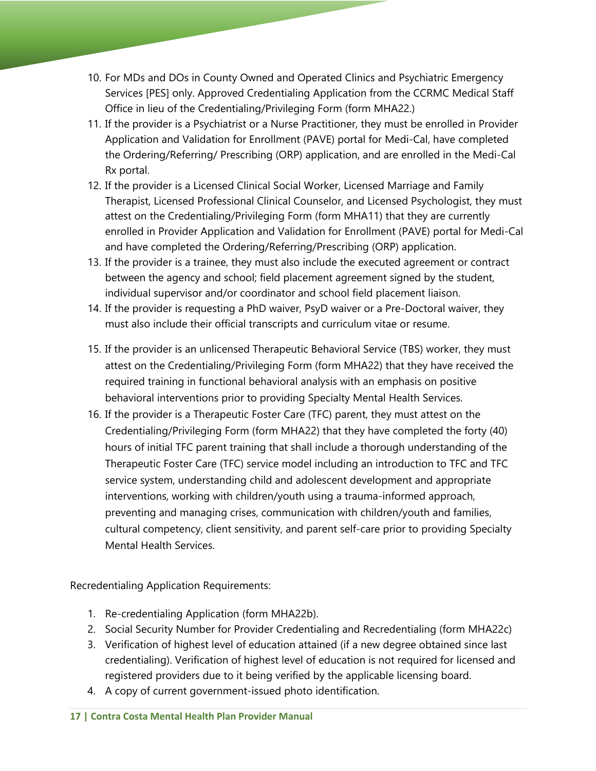10. For MDs and DOs in County Owned and Operated Clinics and Psychiatric Emergency Services [PES] only. Approved Credentialing Application from the CCRMC Medical Staff Office in lieu of the Credentialing/Privileging Form (form MHA22.)
11. If the provider is a Psychiatrist or a Nurse Practitioner, they must be enrolled in Provider Application and Validation for Enrollment (PAVE) portal for Medi-Cal, have completed the Ordering/Referring/ Prescribing (ORP) application, and are enrolled in the Medi-Cal Rx portal.
12. If the provider is a Licensed Clinical Social Worker, Licensed Marriage and Family Therapist, Licensed Professional Clinical Counselor, and Licensed Psychologist, they must attest on the Credentialing/Privileging Form (form MHA11) that they are currently enrolled in Provider Application and Validation for Enrollment (PAVE) portal for Medi-Cal and have completed the Ordering/Referring/Prescribing (ORP) application.
13. If the provider is a trainee, they must also include the executed agreement or contract between the agency and school; field placement agreement signed by the student, individual supervisor and/or coordinator and school field placement liaison.
14. If the provider is requesting a PhD waiver, PsyD waiver or a Pre-Doctoral waiver, they must also include their official transcripts and curriculum vitae or resume.
15. If the provider is an unlicensed Therapeutic Behavioral Service (TBS) worker, they must attest on the Credentialing/Privileging Form (form MHA22) that they have received the required training in functional behavioral analysis with an emphasis on positive behavioral interventions prior to providing Specialty Mental Health Services.
16. If the provider is a Therapeutic Foster Care (TFC) parent, they must attest on the Credentialing/Privileging Form (form MHA22) that they have completed the forty (40) hours of initial TFC parent training that shall include a thorough understanding of the Therapeutic Foster Care (TFC) service model including an introduction to TFC and TFC service system, understanding child and adolescent development and appropriate interventions, working with children/youth using a trauma-informed approach, preventing and managing crises, communication with children/youth and families, cultural competency, client sensitivity, and parent self-care prior to providing Specialty Mental Health Services.

Recredentialing Application Requirements:

1. Re-credentialing Application (form MHA22b).
2. Social Security Number for Provider Credentialing and Recredentialing (form MHA22c)
3. Verification of highest level of education attained (if a new degree obtained since last credentialing). Verification of highest level of education is not required for licensed and registered providers due to it being verified by the applicable licensing board.
4. A copy of current government-issued photo identification.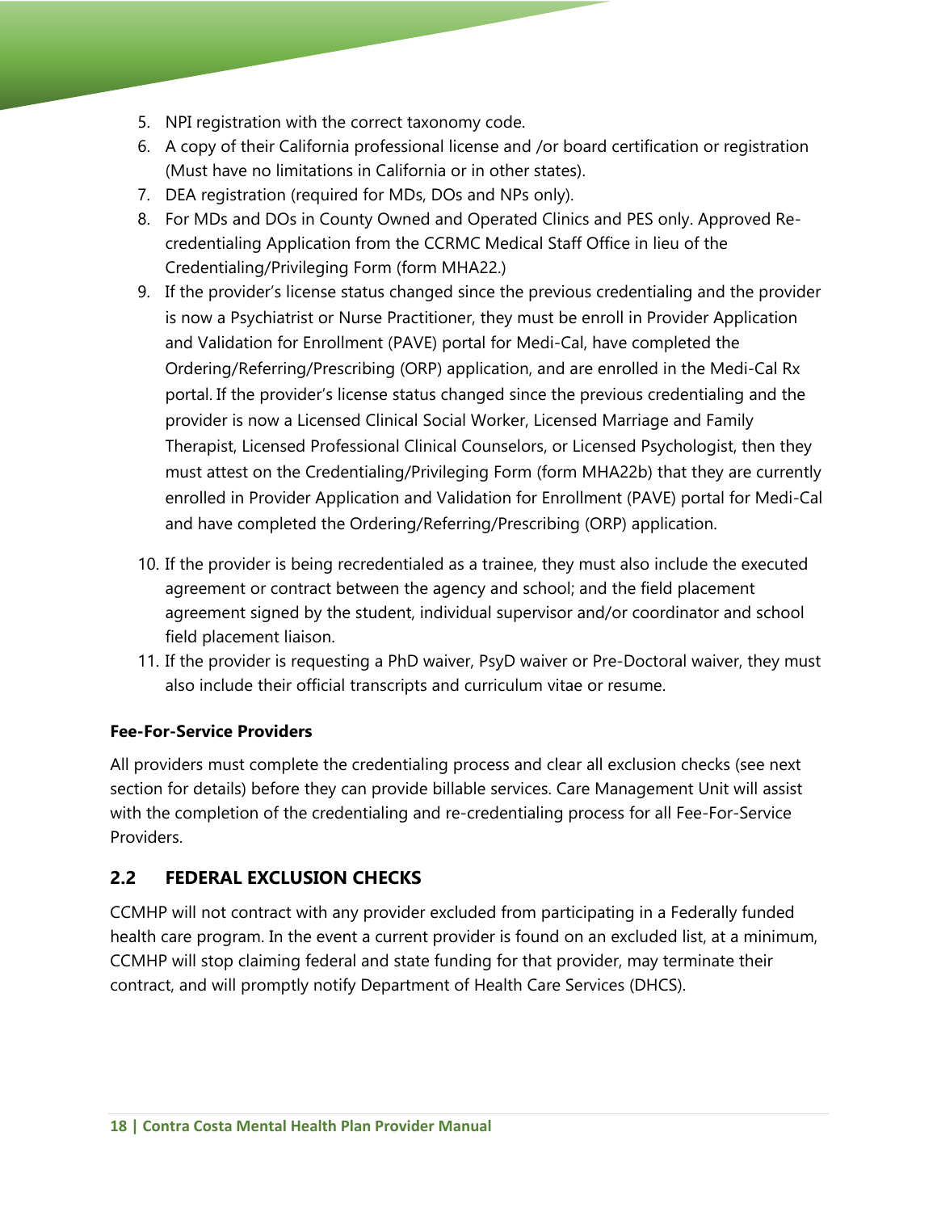5. NPI registration with the correct taxonomy code.
6. A copy of their California professional license and /or board certification or registration (Must have no limitations in California or in other states).
7. DEA registration (required for MDs, DOs and NPs only).
8. For MDs and DOs in County Owned and Operated Clinics and PES only. Approved Re-credentialing Application from the CCRMC Medical Staff Office in lieu of the Credentialing/Privileging Form (form MHA22.)
9. If the provider's license status changed since the previous credentialing and the provider is now a Psychiatrist or Nurse Practitioner, they must be enroll in Provider Application and Validation for Enrollment (PAVE) portal for Medi-Cal, have completed the Ordering/Referring/Prescribing (ORP) application, and are enrolled in the Medi-Cal Rx portal. If the provider's license status changed since the previous credentialing and the provider is now a Licensed Clinical Social Worker, Licensed Marriage and Family Therapist, Licensed Professional Clinical Counselors, or Licensed Psychologist, then they must attest on the Credentialing/Privileging Form (form MHA22b) that they are currently enrolled in Provider Application and Validation for Enrollment (PAVE) portal for Medi-Cal and have completed the Ordering/Referring/Prescribing (ORP) application.
10. If the provider is being recredentialed as a trainee, they must also include the executed agreement or contract between the agency and school; and the field placement agreement signed by the student, individual supervisor and/or coordinator and school field placement liaison.
11. If the provider is requesting a PhD waiver, PsyD waiver or Pre-Doctoral waiver, they must also include their official transcripts and curriculum vitae or resume.

**Fee-For-Service Providers**

All providers must complete the credentialing process and clear all exclusion checks (see next section for details) before they can provide billable services. Care Management Unit will assist with the completion of the credentialing and re-credentialing process for all Fee-For-Service Providers.

## 2.2 FEDERAL EXCLUSION CHECKS

CCMHP will not contract with any provider excluded from participating in a Federally funded health care program. In the event a current provider is found on an excluded list, at a minimum, CCMHP will stop claiming federal and state funding for that provider, may terminate their contract, and will promptly notify Department of Health Care Services (DHCS).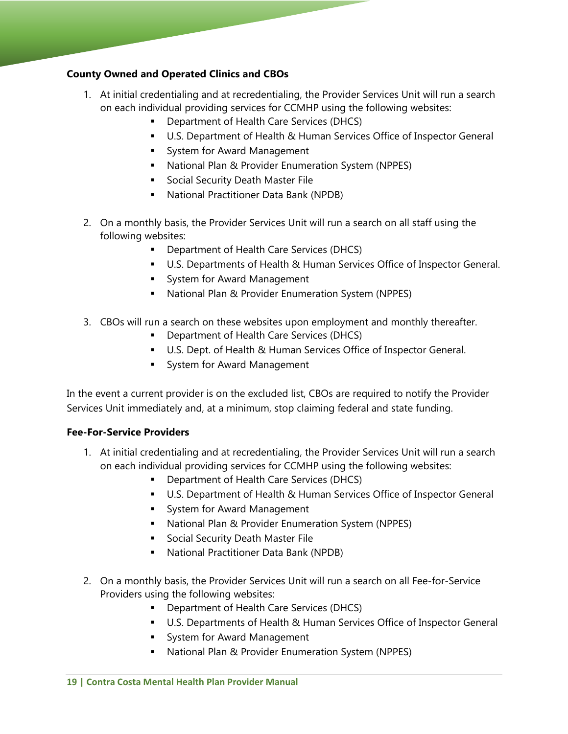**County Owned and Operated Clinics and CBOs**

1. At initial credentialing and at recredentialing, the Provider Services Unit will run a search on each individual providing services for CCMHP using the following websites:
   - Department of Health Care Services (DHCS)
   - U.S. Department of Health & Human Services Office of Inspector General
   - System for Award Management
   - National Plan & Provider Enumeration System (NPPES)
   - Social Security Death Master File
   - National Practitioner Data Bank (NPDB)

2. On a monthly basis, the Provider Services Unit will run a search on all staff using the following websites:
   - Department of Health Care Services (DHCS)
   - U.S. Departments of Health & Human Services Office of Inspector General.
   - System for Award Management
   - National Plan & Provider Enumeration System (NPPES)

3. CBOs will run a search on these websites upon employment and monthly thereafter.
   - Department of Health Care Services (DHCS)
   - U.S. Dept. of Health & Human Services Office of Inspector General.
   - System for Award Management

In the event a current provider is on the excluded list, CBOs are required to notify the Provider Services Unit immediately and, at a minimum, stop claiming federal and state funding.

**Fee-For-Service Providers**

1. At initial credentialing and at recredentialing, the Provider Services Unit will run a search on each individual providing services for CCMHP using the following websites:
   - Department of Health Care Services (DHCS)
   - U.S. Department of Health & Human Services Office of Inspector General
   - System for Award Management
   - National Plan & Provider Enumeration System (NPPES)
   - Social Security Death Master File
   - National Practitioner Data Bank (NPDB)

2. On a monthly basis, the Provider Services Unit will run a search on all Fee-for-Service Providers using the following websites:
   - Department of Health Care Services (DHCS)
   - U.S. Departments of Health & Human Services Office of Inspector General
   - System for Award Management
   - National Plan & Provider Enumeration System (NPPES)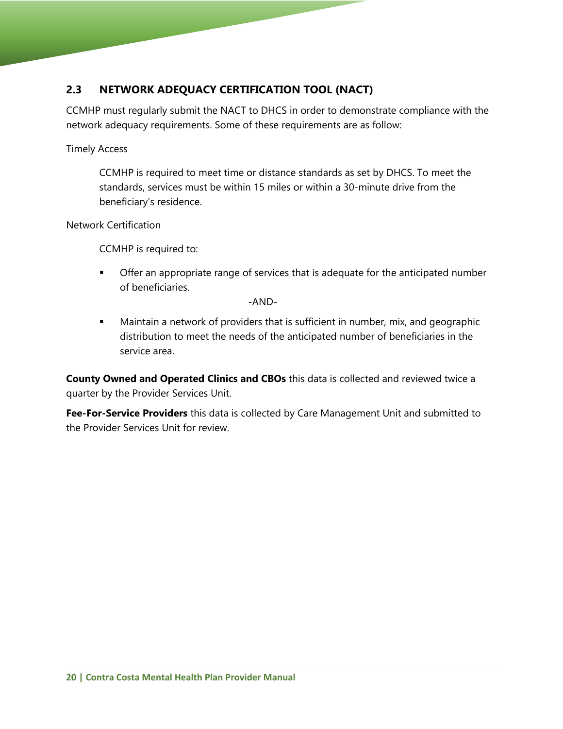## 2.3 NETWORK ADEQUACY CERTIFICATION TOOL (NACT)

CCMHP must regularly submit the NACT to DHCS in order to demonstrate compliance with the network adequacy requirements. Some of these requirements are as follow:

Timely Access

CCMHP is required to meet time or distance standards as set by DHCS. To meet the standards, services must be within 15 miles or within a 30-minute drive from the beneficiary's residence.

Network Certification

CCMHP is required to:

- Offer an appropriate range of services that is adequate for the anticipated number of beneficiaries.

-AND-

- Maintain a network of providers that is sufficient in number, mix, and geographic distribution to meet the needs of the anticipated number of beneficiaries in the service area.

**County Owned and Operated Clinics and CBOs** this data is collected and reviewed twice a quarter by the Provider Services Unit.

**Fee-For-Service Providers** this data is collected by Care Management Unit and submitted to the Provider Services Unit for review.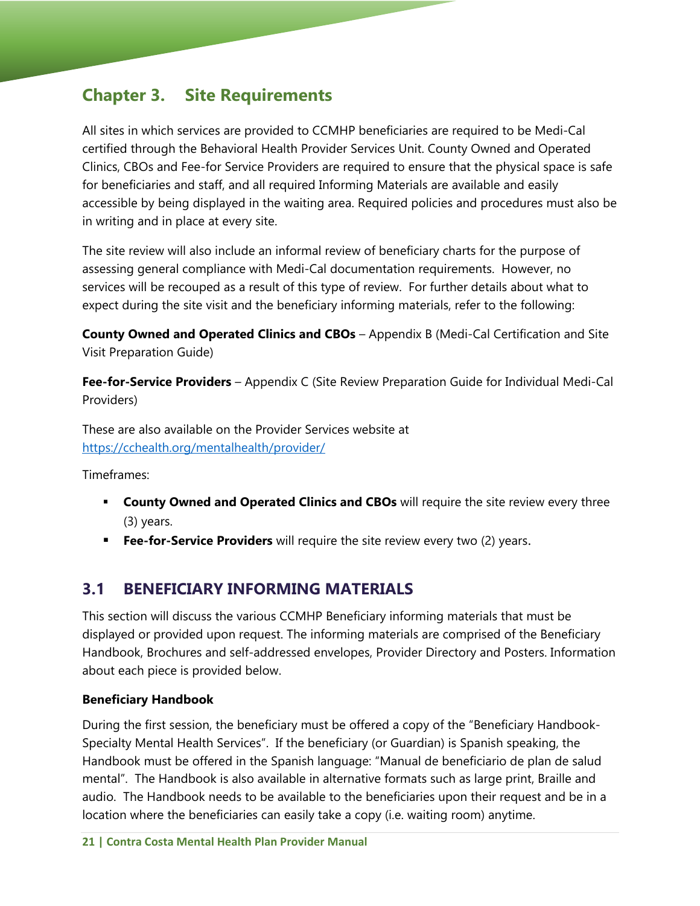# Chapter 3. Site Requirements

All sites in which services are provided to CCMHP beneficiaries are required to be Medi-Cal certified through the Behavioral Health Provider Services Unit. County Owned and Operated Clinics, CBOs and Fee-for Service Providers are required to ensure that the physical space is safe for beneficiaries and staff, and all required Informing Materials are available and easily accessible by being displayed in the waiting area. Required policies and procedures must also be in writing and in place at every site.

The site review will also include an informal review of beneficiary charts for the purpose of assessing general compliance with Medi-Cal documentation requirements. However, no services will be recouped as a result of this type of review. For further details about what to expect during the site visit and the beneficiary informing materials, refer to the following:

**County Owned and Operated Clinics and CBOs** – Appendix B (Medi-Cal Certification and Site Visit Preparation Guide)

**Fee-for-Service Providers** – Appendix C (Site Review Preparation Guide for Individual Medi-Cal Providers)

These are also available on the Provider Services website at https://cchealth.org/mentalhealth/provider/

Timeframes:

- **County Owned and Operated Clinics and CBOs** will require the site review every three (3) years.
- **Fee-for-Service Providers** will require the site review every two (2) years.

## 3.1 BENEFICIARY INFORMING MATERIALS

This section will discuss the various CCMHP Beneficiary informing materials that must be displayed or provided upon request. The informing materials are comprised of the Beneficiary Handbook, Brochures and self-addressed envelopes, Provider Directory and Posters. Information about each piece is provided below.

**Beneficiary Handbook**

During the first session, the beneficiary must be offered a copy of the "Beneficiary Handbook-Specialty Mental Health Services". If the beneficiary (or Guardian) is Spanish speaking, the Handbook must be offered in the Spanish language: "Manual de beneficiario de plan de salud mental". The Handbook is also available in alternative formats such as large print, Braille and audio. The Handbook needs to be available to the beneficiaries upon their request and be in a location where the beneficiaries can easily take a copy (i.e. waiting room) anytime.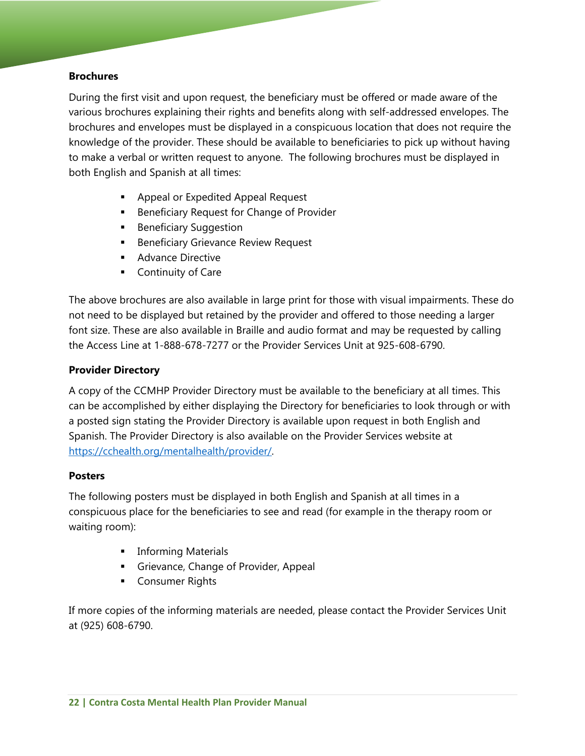### Brochures

During the first visit and upon request, the beneficiary must be offered or made aware of the various brochures explaining their rights and benefits along with self-addressed envelopes. The brochures and envelopes must be displayed in a conspicuous location that does not require the knowledge of the provider. These should be available to beneficiaries to pick up without having to make a verbal or written request to anyone. The following brochures must be displayed in both English and Spanish at all times:

- Appeal or Expedited Appeal Request
- Beneficiary Request for Change of Provider
- Beneficiary Suggestion
- Beneficiary Grievance Review Request
- Advance Directive
- Continuity of Care

The above brochures are also available in large print for those with visual impairments. These do not need to be displayed but retained by the provider and offered to those needing a larger font size. These are also available in Braille and audio format and may be requested by calling the Access Line at 1-888-678-7277 or the Provider Services Unit at 925-608-6790.

### Provider Directory

A copy of the CCMHP Provider Directory must be available to the beneficiary at all times. This can be accomplished by either displaying the Directory for beneficiaries to look through or with a posted sign stating the Provider Directory is available upon request in both English and Spanish. The Provider Directory is also available on the Provider Services website at [https://cchealth.org/mentalhealth/provider/](https://cchealth.org/mentalhealth/provider/).

### Posters

The following posters must be displayed in both English and Spanish at all times in a conspicuous place for the beneficiaries to see and read (for example in the therapy room or waiting room):

- Informing Materials
- Grievance, Change of Provider, Appeal
- Consumer Rights

If more copies of the informing materials are needed, please contact the Provider Services Unit at (925) 608-6790.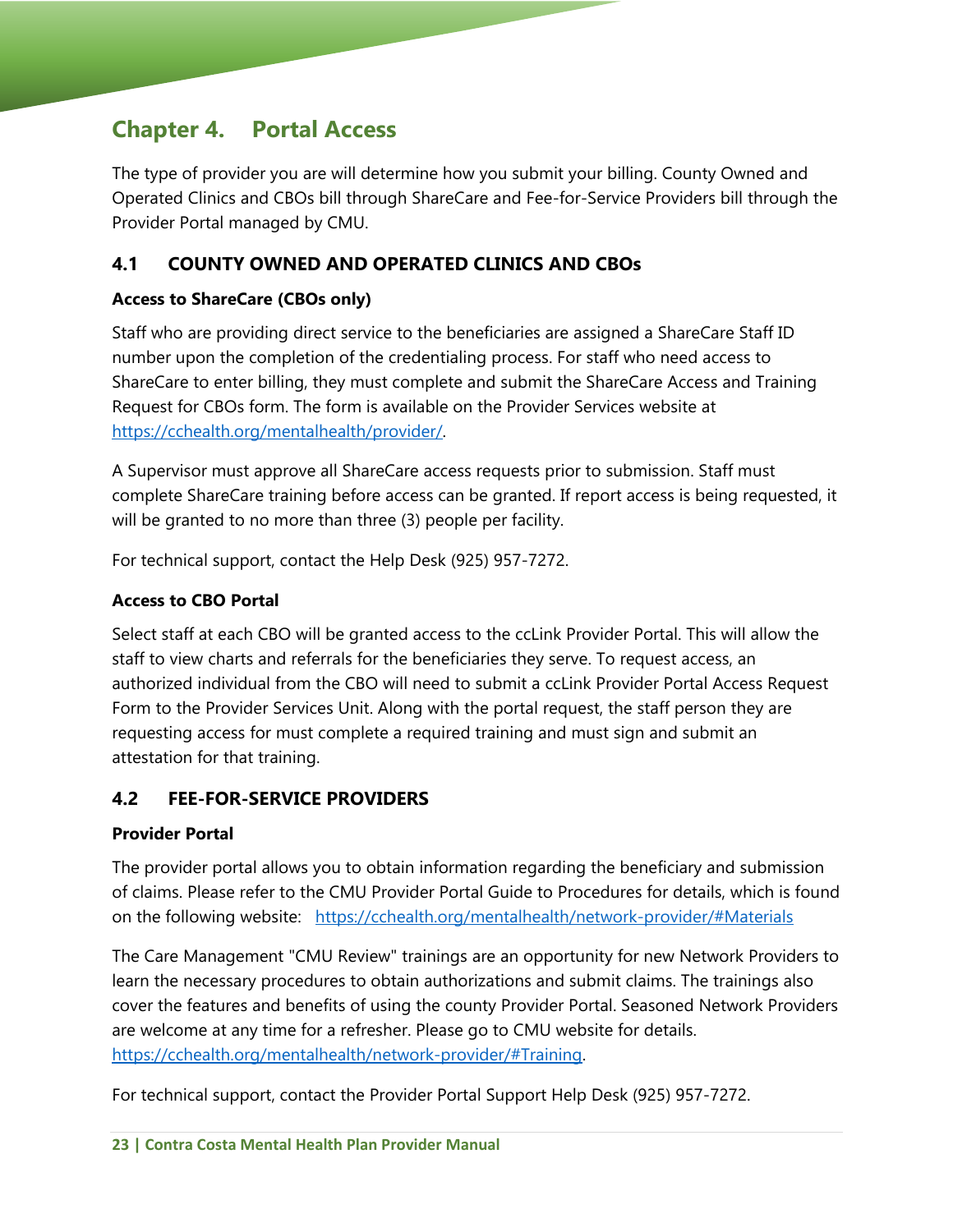# Chapter 4. Portal Access

The type of provider you are will determine how you submit your billing. County Owned and Operated Clinics and CBOs bill through ShareCare and Fee-for-Service Providers bill through the Provider Portal managed by CMU.

## 4.1 COUNTY OWNED AND OPERATED CLINICS AND CBOs

**Access to ShareCare (CBOs only)**

Staff who are providing direct service to the beneficiaries are assigned a ShareCare Staff ID number upon the completion of the credentialing process. For staff who need access to ShareCare to enter billing, they must complete and submit the ShareCare Access and Training Request for CBOs form. The form is available on the Provider Services website at https://cchealth.org/mentalhealth/provider/.

A Supervisor must approve all ShareCare access requests prior to submission. Staff must complete ShareCare training before access can be granted. If report access is being requested, it will be granted to no more than three (3) people per facility.

For technical support, contact the Help Desk (925) 957-7272.

**Access to CBO Portal**

Select staff at each CBO will be granted access to the ccLink Provider Portal. This will allow the staff to view charts and referrals for the beneficiaries they serve. To request access, an authorized individual from the CBO will need to submit a ccLink Provider Portal Access Request Form to the Provider Services Unit. Along with the portal request, the staff person they are requesting access for must complete a required training and must sign and submit an attestation for that training.

## 4.2 FEE-FOR-SERVICE PROVIDERS

**Provider Portal**

The provider portal allows you to obtain information regarding the beneficiary and submission of claims. Please refer to the CMU Provider Portal Guide to Procedures for details, which is found on the following website: https://cchealth.org/mentalhealth/network-provider/#Materials

The Care Management "CMU Review" trainings are an opportunity for new Network Providers to learn the necessary procedures to obtain authorizations and submit claims. The trainings also cover the features and benefits of using the county Provider Portal. Seasoned Network Providers are welcome at any time for a refresher. Please go to CMU website for details. https://cchealth.org/mentalhealth/network-provider/#Training.

For technical support, contact the Provider Portal Support Help Desk (925) 957-7272.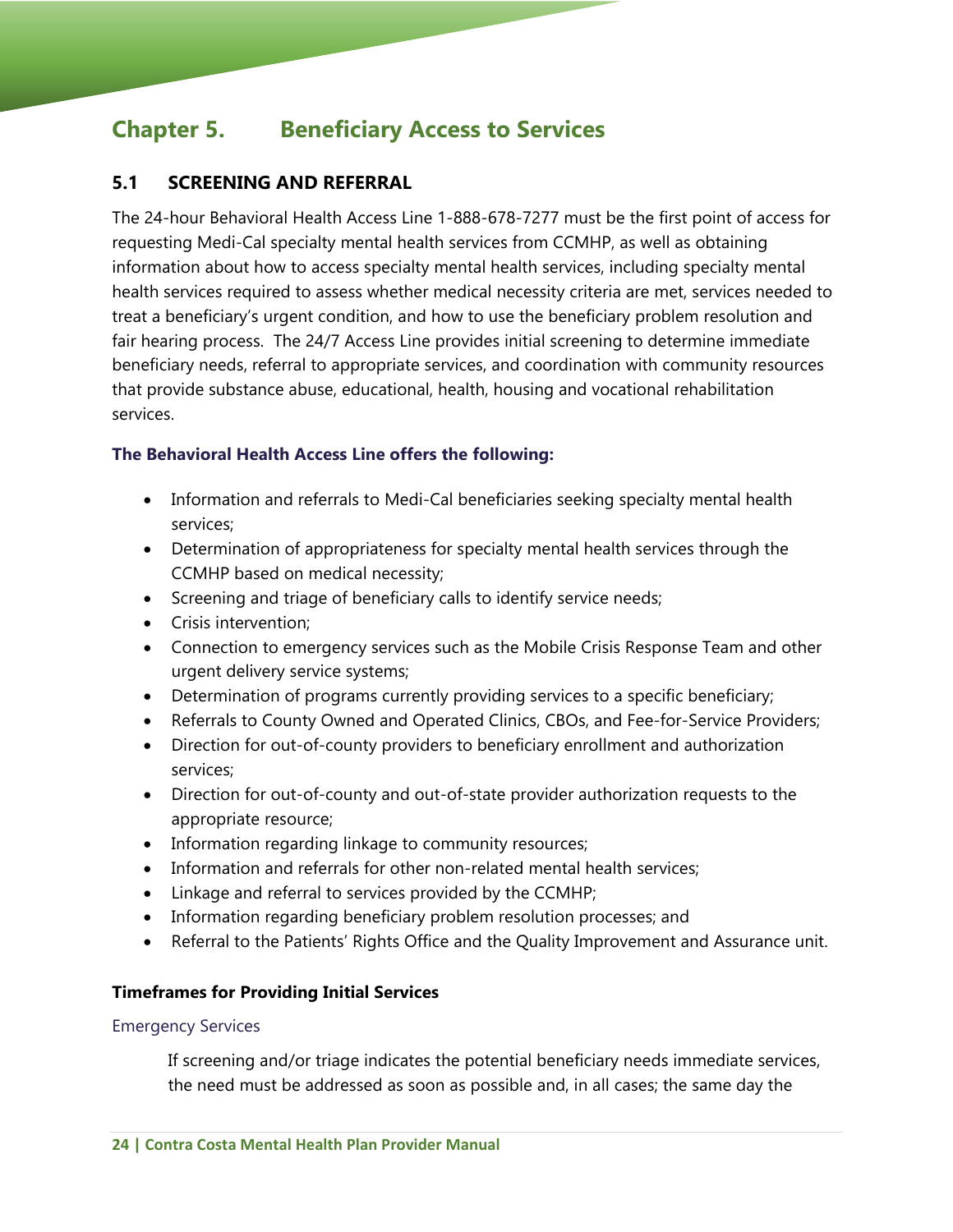# Chapter 5. Beneficiary Access to Services

## 5.1 SCREENING AND REFERRAL

The 24-hour Behavioral Health Access Line 1-888-678-7277 must be the first point of access for requesting Medi-Cal specialty mental health services from CCMHP, as well as obtaining information about how to access specialty mental health services, including specialty mental health services required to assess whether medical necessity criteria are met, services needed to treat a beneficiary's urgent condition, and how to use the beneficiary problem resolution and fair hearing process. The 24/7 Access Line provides initial screening to determine immediate beneficiary needs, referral to appropriate services, and coordination with community resources that provide substance abuse, educational, health, housing and vocational rehabilitation services.

**The Behavioral Health Access Line offers the following:**

- Information and referrals to Medi-Cal beneficiaries seeking specialty mental health services;
- Determination of appropriateness for specialty mental health services through the CCMHP based on medical necessity;
- Screening and triage of beneficiary calls to identify service needs;
- Crisis intervention;
- Connection to emergency services such as the Mobile Crisis Response Team and other urgent delivery service systems;
- Determination of programs currently providing services to a specific beneficiary;
- Referrals to County Owned and Operated Clinics, CBOs, and Fee-for-Service Providers;
- Direction for out-of-county providers to beneficiary enrollment and authorization services;
- Direction for out-of-county and out-of-state provider authorization requests to the appropriate resource;
- Information regarding linkage to community resources;
- Information and referrals for other non-related mental health services;
- Linkage and referral to services provided by the CCMHP;
- Information regarding beneficiary problem resolution processes; and
- Referral to the Patients' Rights Office and the Quality Improvement and Assurance unit.

**Timeframes for Providing Initial Services**

Emergency Services

If screening and/or triage indicates the potential beneficiary needs immediate services, the need must be addressed as soon as possible and, in all cases; the same day the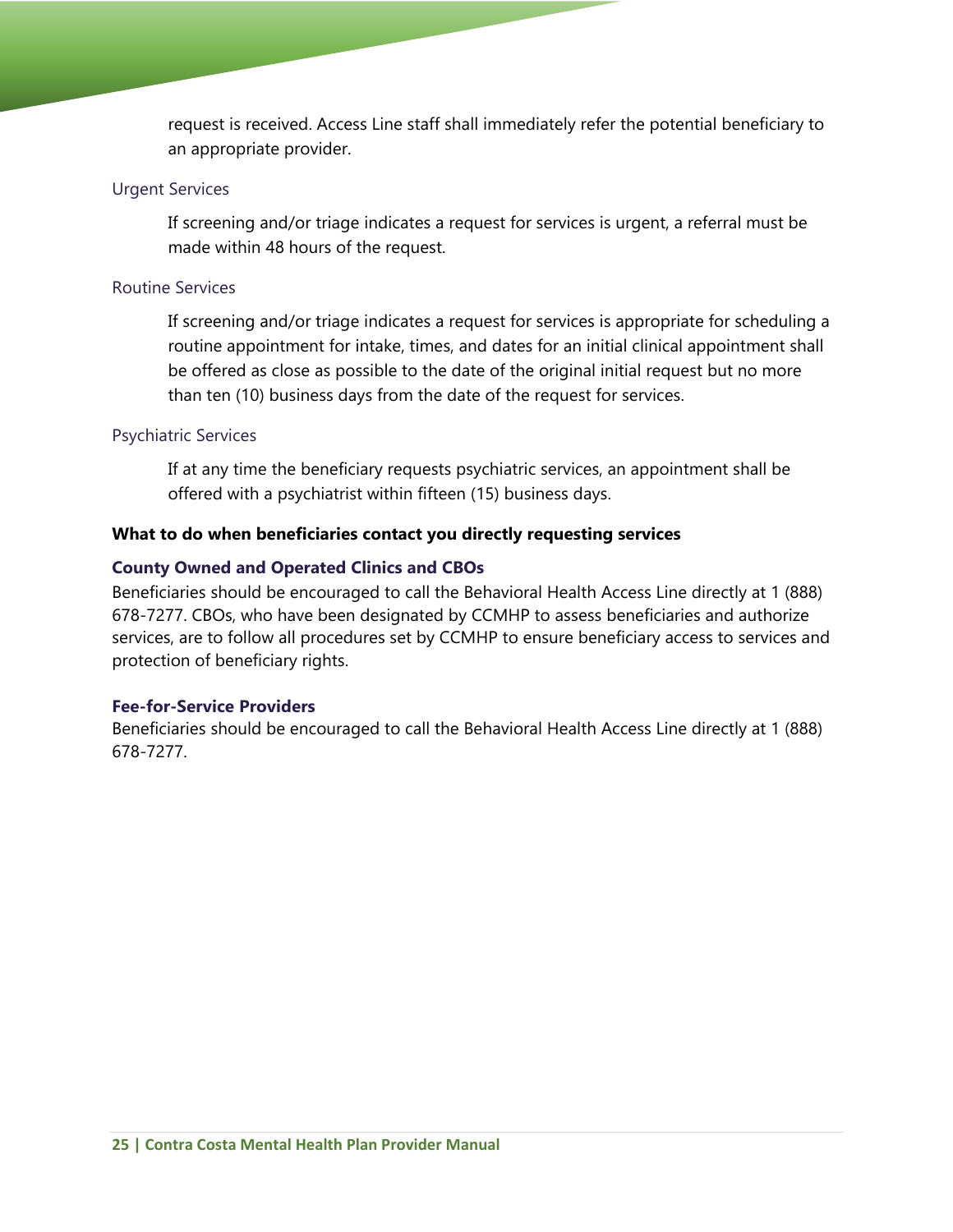request is received. Access Line staff shall immediately refer the potential beneficiary to an appropriate provider.

### Urgent Services

If screening and/or triage indicates a request for services is urgent, a referral must be made within 48 hours of the request.

### Routine Services

If screening and/or triage indicates a request for services is appropriate for scheduling a routine appointment for intake, times, and dates for an initial clinical appointment shall be offered as close as possible to the date of the original initial request but no more than ten (10) business days from the date of the request for services.

### Psychiatric Services

If at any time the beneficiary requests psychiatric services, an appointment shall be offered with a psychiatrist within fifteen (15) business days.

## What to do when beneficiaries contact you directly requesting services

### County Owned and Operated Clinics and CBOs

Beneficiaries should be encouraged to call the Behavioral Health Access Line directly at 1 (888) 678-7277. CBOs, who have been designated by CCMHP to assess beneficiaries and authorize services, are to follow all procedures set by CCMHP to ensure beneficiary access to services and protection of beneficiary rights.

### Fee-for-Service Providers

Beneficiaries should be encouraged to call the Behavioral Health Access Line directly at 1 (888) 678-7277.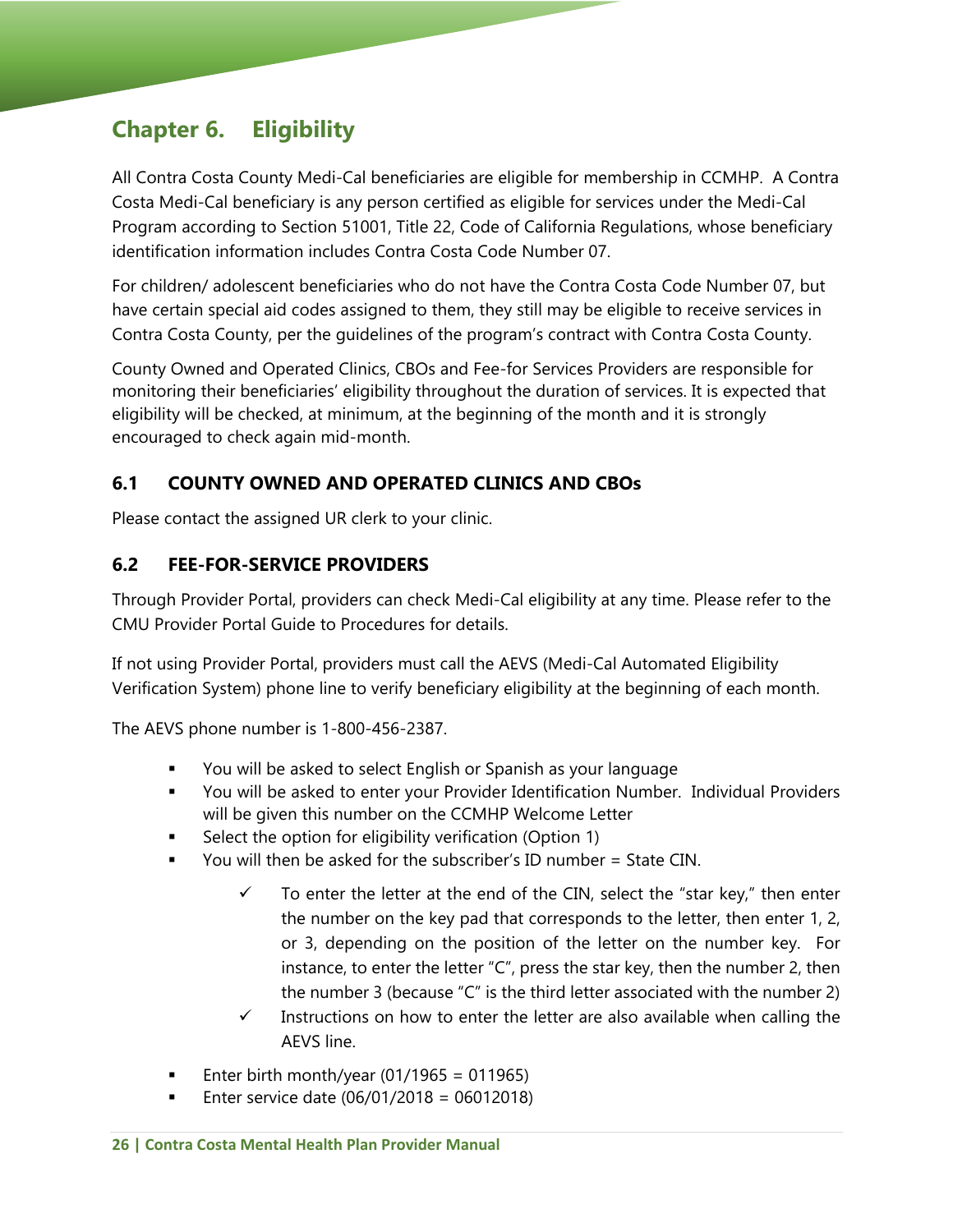# Chapter 6. Eligibility

All Contra Costa County Medi-Cal beneficiaries are eligible for membership in CCMHP. A Contra Costa Medi-Cal beneficiary is any person certified as eligible for services under the Medi-Cal Program according to Section 51001, Title 22, Code of California Regulations, whose beneficiary identification information includes Contra Costa Code Number 07.

For children/ adolescent beneficiaries who do not have the Contra Costa Code Number 07, but have certain special aid codes assigned to them, they still may be eligible to receive services in Contra Costa County, per the guidelines of the program's contract with Contra Costa County.

County Owned and Operated Clinics, CBOs and Fee-for Services Providers are responsible for monitoring their beneficiaries' eligibility throughout the duration of services. It is expected that eligibility will be checked, at minimum, at the beginning of the month and it is strongly encouraged to check again mid-month.

## 6.1 COUNTY OWNED AND OPERATED CLINICS AND CBOs

Please contact the assigned UR clerk to your clinic.

## 6.2 FEE-FOR-SERVICE PROVIDERS

Through Provider Portal, providers can check Medi-Cal eligibility at any time. Please refer to the CMU Provider Portal Guide to Procedures for details.

If not using Provider Portal, providers must call the AEVS (Medi-Cal Automated Eligibility Verification System) phone line to verify beneficiary eligibility at the beginning of each month.

The AEVS phone number is 1-800-456-2387.

- You will be asked to select English or Spanish as your language
- You will be asked to enter your Provider Identification Number. Individual Providers will be given this number on the CCMHP Welcome Letter
- Select the option for eligibility verification (Option 1)
- You will then be asked for the subscriber's ID number = State CIN.
    - ✓ To enter the letter at the end of the CIN, select the "star key," then enter the number on the key pad that corresponds to the letter, then enter 1, 2, or 3, depending on the position of the letter on the number key. For instance, to enter the letter "C", press the star key, then the number 2, then the number 3 (because "C" is the third letter associated with the number 2)
    - ✓ Instructions on how to enter the letter are also available when calling the AEVS line.
- Enter birth month/year (01/1965 = 011965)
- Enter service date (06/01/2018 = 06012018)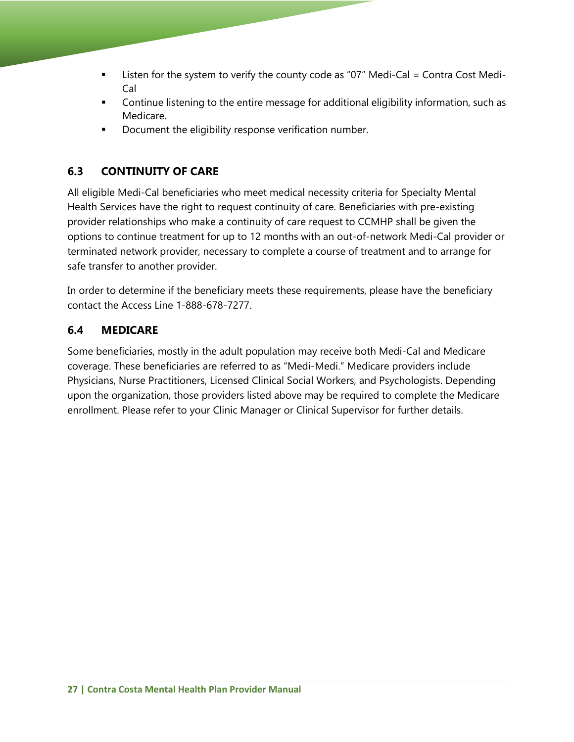- Listen for the system to verify the county code as "07" Medi-Cal = Contra Cost Medi-Cal
- Continue listening to the entire message for additional eligibility information, such as Medicare.
- Document the eligibility response verification number.

## 6.3 CONTINUITY OF CARE

All eligible Medi-Cal beneficiaries who meet medical necessity criteria for Specialty Mental Health Services have the right to request continuity of care. Beneficiaries with pre-existing provider relationships who make a continuity of care request to CCMHP shall be given the options to continue treatment for up to 12 months with an out-of-network Medi-Cal provider or terminated network provider, necessary to complete a course of treatment and to arrange for safe transfer to another provider.

In order to determine if the beneficiary meets these requirements, please have the beneficiary contact the Access Line 1-888-678-7277.

## 6.4 MEDICARE

Some beneficiaries, mostly in the adult population may receive both Medi-Cal and Medicare coverage. These beneficiaries are referred to as "Medi-Medi." Medicare providers include Physicians, Nurse Practitioners, Licensed Clinical Social Workers, and Psychologists. Depending upon the organization, those providers listed above may be required to complete the Medicare enrollment. Please refer to your Clinic Manager or Clinical Supervisor for further details.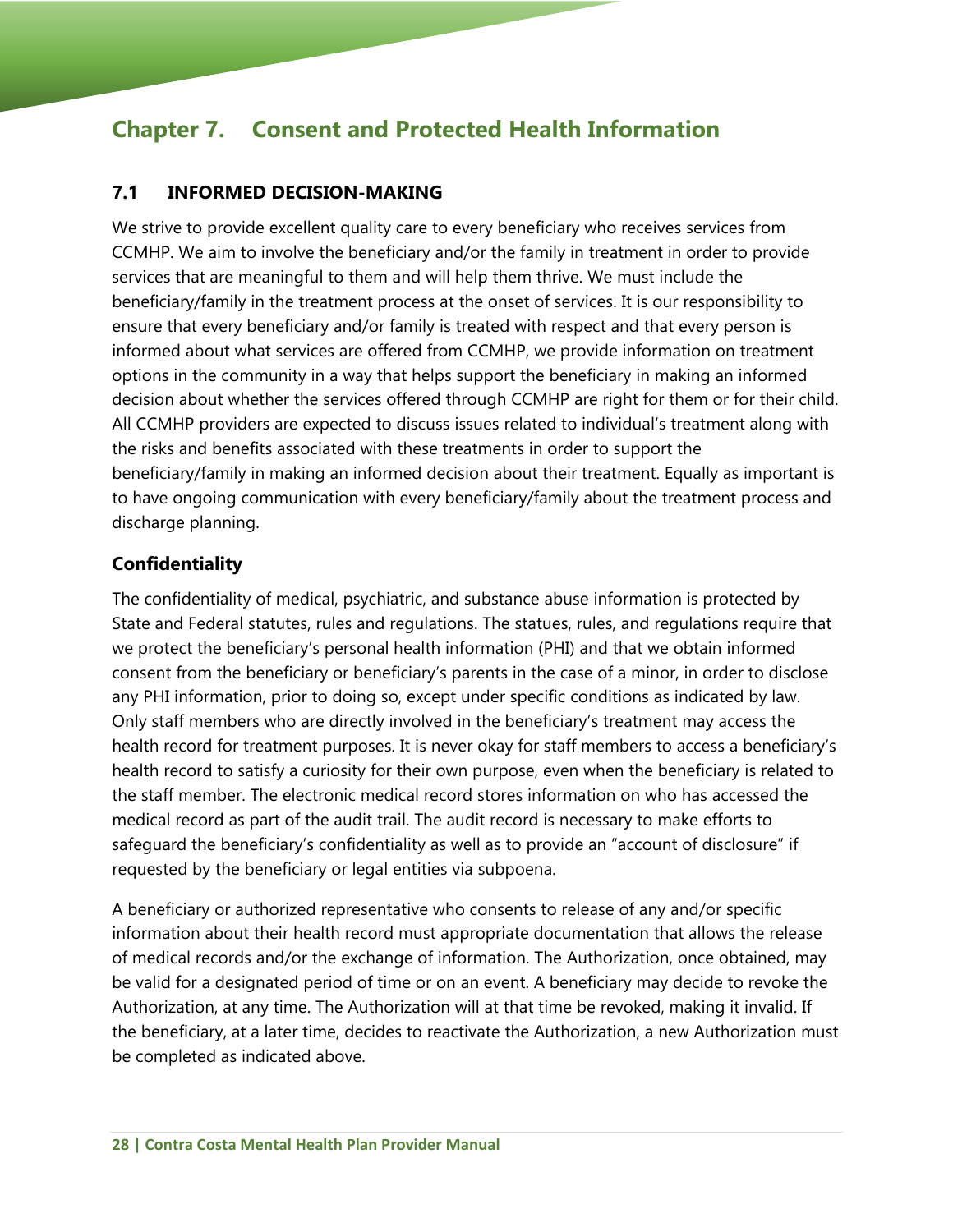# Chapter 7. Consent and Protected Health Information

## 7.1 INFORMED DECISION-MAKING

We strive to provide excellent quality care to every beneficiary who receives services from CCMHP. We aim to involve the beneficiary and/or the family in treatment in order to provide services that are meaningful to them and will help them thrive. We must include the beneficiary/family in the treatment process at the onset of services. It is our responsibility to ensure that every beneficiary and/or family is treated with respect and that every person is informed about what services are offered from CCMHP, we provide information on treatment options in the community in a way that helps support the beneficiary in making an informed decision about whether the services offered through CCMHP are right for them or for their child. All CCMHP providers are expected to discuss issues related to individual's treatment along with the risks and benefits associated with these treatments in order to support the beneficiary/family in making an informed decision about their treatment. Equally as important is to have ongoing communication with every beneficiary/family about the treatment process and discharge planning.

### Confidentiality

The confidentiality of medical, psychiatric, and substance abuse information is protected by State and Federal statutes, rules and regulations. The statues, rules, and regulations require that we protect the beneficiary's personal health information (PHI) and that we obtain informed consent from the beneficiary or beneficiary's parents in the case of a minor, in order to disclose any PHI information, prior to doing so, except under specific conditions as indicated by law. Only staff members who are directly involved in the beneficiary's treatment may access the health record for treatment purposes. It is never okay for staff members to access a beneficiary's health record to satisfy a curiosity for their own purpose, even when the beneficiary is related to the staff member. The electronic medical record stores information on who has accessed the medical record as part of the audit trail. The audit record is necessary to make efforts to safeguard the beneficiary's confidentiality as well as to provide an "account of disclosure" if requested by the beneficiary or legal entities via subpoena.

A beneficiary or authorized representative who consents to release of any and/or specific information about their health record must appropriate documentation that allows the release of medical records and/or the exchange of information. The Authorization, once obtained, may be valid for a designated period of time or on an event. A beneficiary may decide to revoke the Authorization, at any time. The Authorization will at that time be revoked, making it invalid. If the beneficiary, at a later time, decides to reactivate the Authorization, a new Authorization must be completed as indicated above.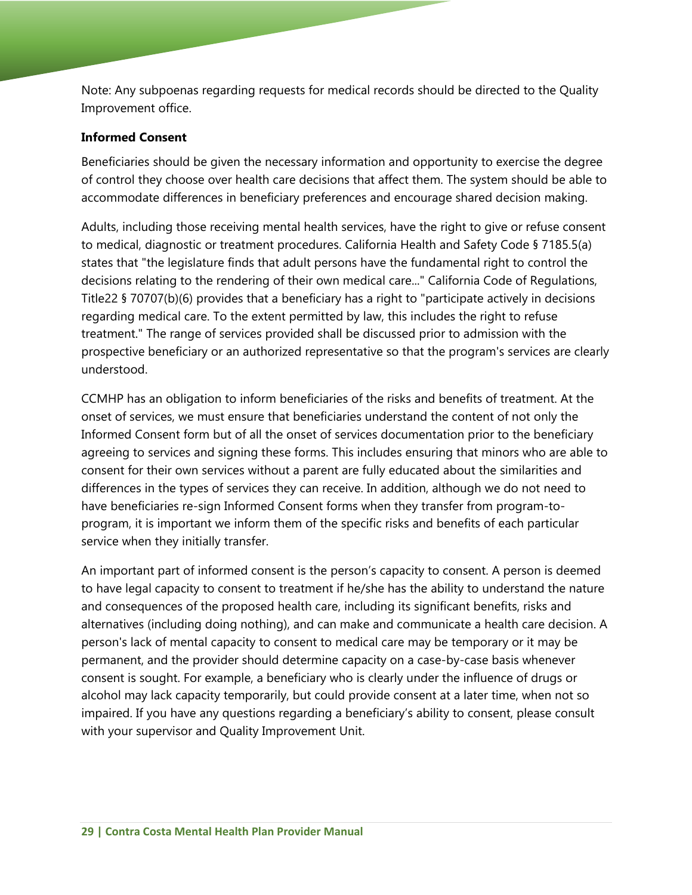Note: Any subpoenas regarding requests for medical records should be directed to the Quality Improvement office.

**Informed Consent**

Beneficiaries should be given the necessary information and opportunity to exercise the degree of control they choose over health care decisions that affect them. The system should be able to accommodate differences in beneficiary preferences and encourage shared decision making.

Adults, including those receiving mental health services, have the right to give or refuse consent to medical, diagnostic or treatment procedures. California Health and Safety Code § 7185.5(a) states that "the legislature finds that adult persons have the fundamental right to control the decisions relating to the rendering of their own medical care..." California Code of Regulations, Title22 § 70707(b)(6) provides that a beneficiary has a right to "participate actively in decisions regarding medical care. To the extent permitted by law, this includes the right to refuse treatment." The range of services provided shall be discussed prior to admission with the prospective beneficiary or an authorized representative so that the program's services are clearly understood.

CCMHP has an obligation to inform beneficiaries of the risks and benefits of treatment. At the onset of services, we must ensure that beneficiaries understand the content of not only the Informed Consent form but of all the onset of services documentation prior to the beneficiary agreeing to services and signing these forms. This includes ensuring that minors who are able to consent for their own services without a parent are fully educated about the similarities and differences in the types of services they can receive. In addition, although we do not need to have beneficiaries re-sign Informed Consent forms when they transfer from program-to-program, it is important we inform them of the specific risks and benefits of each particular service when they initially transfer.

An important part of informed consent is the person's capacity to consent. A person is deemed to have legal capacity to consent to treatment if he/she has the ability to understand the nature and consequences of the proposed health care, including its significant benefits, risks and alternatives (including doing nothing), and can make and communicate a health care decision. A person's lack of mental capacity to consent to medical care may be temporary or it may be permanent, and the provider should determine capacity on a case-by-case basis whenever consent is sought. For example, a beneficiary who is clearly under the influence of drugs or alcohol may lack capacity temporarily, but could provide consent at a later time, when not so impaired. If you have any questions regarding a beneficiary's ability to consent, please consult with your supervisor and Quality Improvement Unit.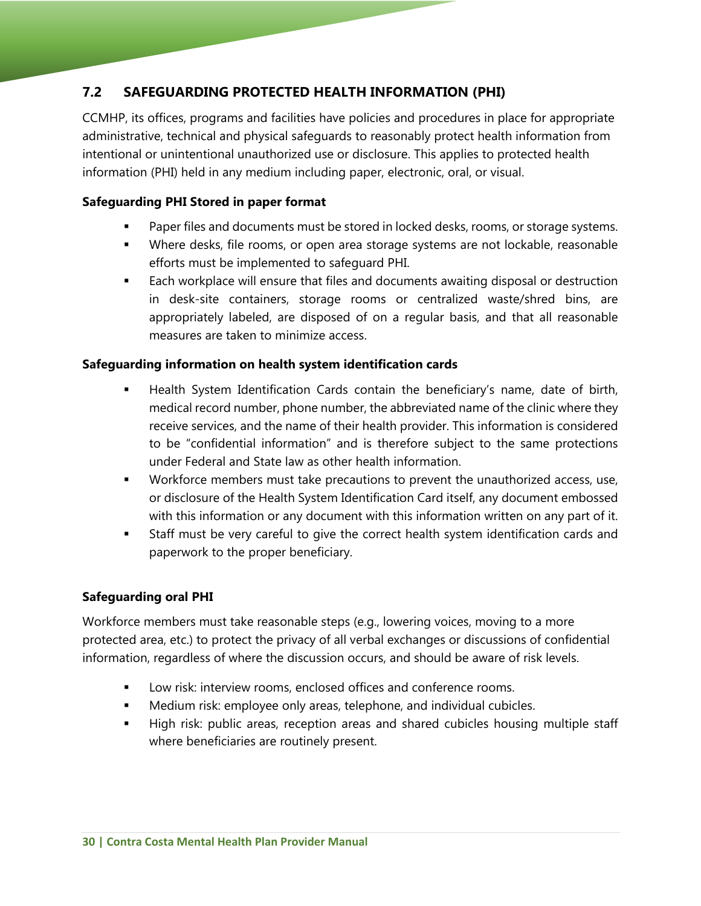## 7.2 SAFEGUARDING PROTECTED HEALTH INFORMATION (PHI)

CCMHP, its offices, programs and facilities have policies and procedures in place for appropriate administrative, technical and physical safeguards to reasonably protect health information from intentional or unintentional unauthorized use or disclosure. This applies to protected health information (PHI) held in any medium including paper, electronic, oral, or visual.

**Safeguarding PHI Stored in paper format**

- Paper files and documents must be stored in locked desks, rooms, or storage systems.
- Where desks, file rooms, or open area storage systems are not lockable, reasonable efforts must be implemented to safeguard PHI.
- Each workplace will ensure that files and documents awaiting disposal or destruction in desk-site containers, storage rooms or centralized waste/shred bins, are appropriately labeled, are disposed of on a regular basis, and that all reasonable measures are taken to minimize access.

**Safeguarding information on health system identification cards**

- Health System Identification Cards contain the beneficiary's name, date of birth, medical record number, phone number, the abbreviated name of the clinic where they receive services, and the name of their health provider. This information is considered to be "confidential information" and is therefore subject to the same protections under Federal and State law as other health information.
- Workforce members must take precautions to prevent the unauthorized access, use, or disclosure of the Health System Identification Card itself, any document embossed with this information or any document with this information written on any part of it.
- Staff must be very careful to give the correct health system identification cards and paperwork to the proper beneficiary.

**Safeguarding oral PHI**

Workforce members must take reasonable steps (e.g., lowering voices, moving to a more protected area, etc.) to protect the privacy of all verbal exchanges or discussions of confidential information, regardless of where the discussion occurs, and should be aware of risk levels.

- Low risk: interview rooms, enclosed offices and conference rooms.
- Medium risk: employee only areas, telephone, and individual cubicles.
- High risk: public areas, reception areas and shared cubicles housing multiple staff where beneficiaries are routinely present.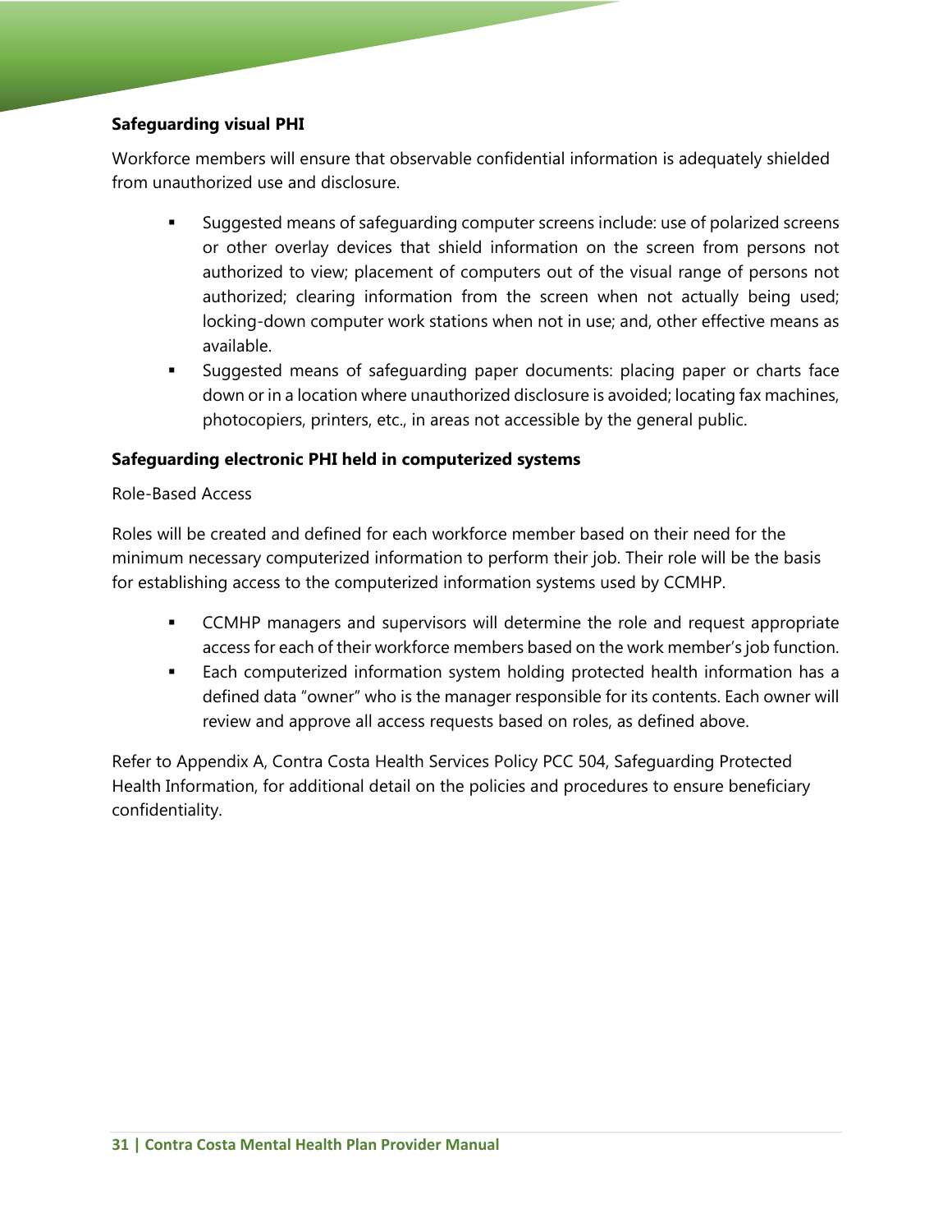**Safeguarding visual PHI**

Workforce members will ensure that observable confidential information is adequately shielded from unauthorized use and disclosure.

- Suggested means of safeguarding computer screens include: use of polarized screens or other overlay devices that shield information on the screen from persons not authorized to view; placement of computers out of the visual range of persons not authorized; clearing information from the screen when not actually being used; locking-down computer work stations when not in use; and, other effective means as available.
- Suggested means of safeguarding paper documents: placing paper or charts face down or in a location where unauthorized disclosure is avoided; locating fax machines, photocopiers, printers, etc., in areas not accessible by the general public.

**Safeguarding electronic PHI held in computerized systems**

Role-Based Access

Roles will be created and defined for each workforce member based on their need for the minimum necessary computerized information to perform their job. Their role will be the basis for establishing access to the computerized information systems used by CCMHP.

- CCMHP managers and supervisors will determine the role and request appropriate access for each of their workforce members based on the work member's job function.
- Each computerized information system holding protected health information has a defined data "owner" who is the manager responsible for its contents. Each owner will review and approve all access requests based on roles, as defined above.

Refer to Appendix A, Contra Costa Health Services Policy PCC 504, Safeguarding Protected Health Information, for additional detail on the policies and procedures to ensure beneficiary confidentiality.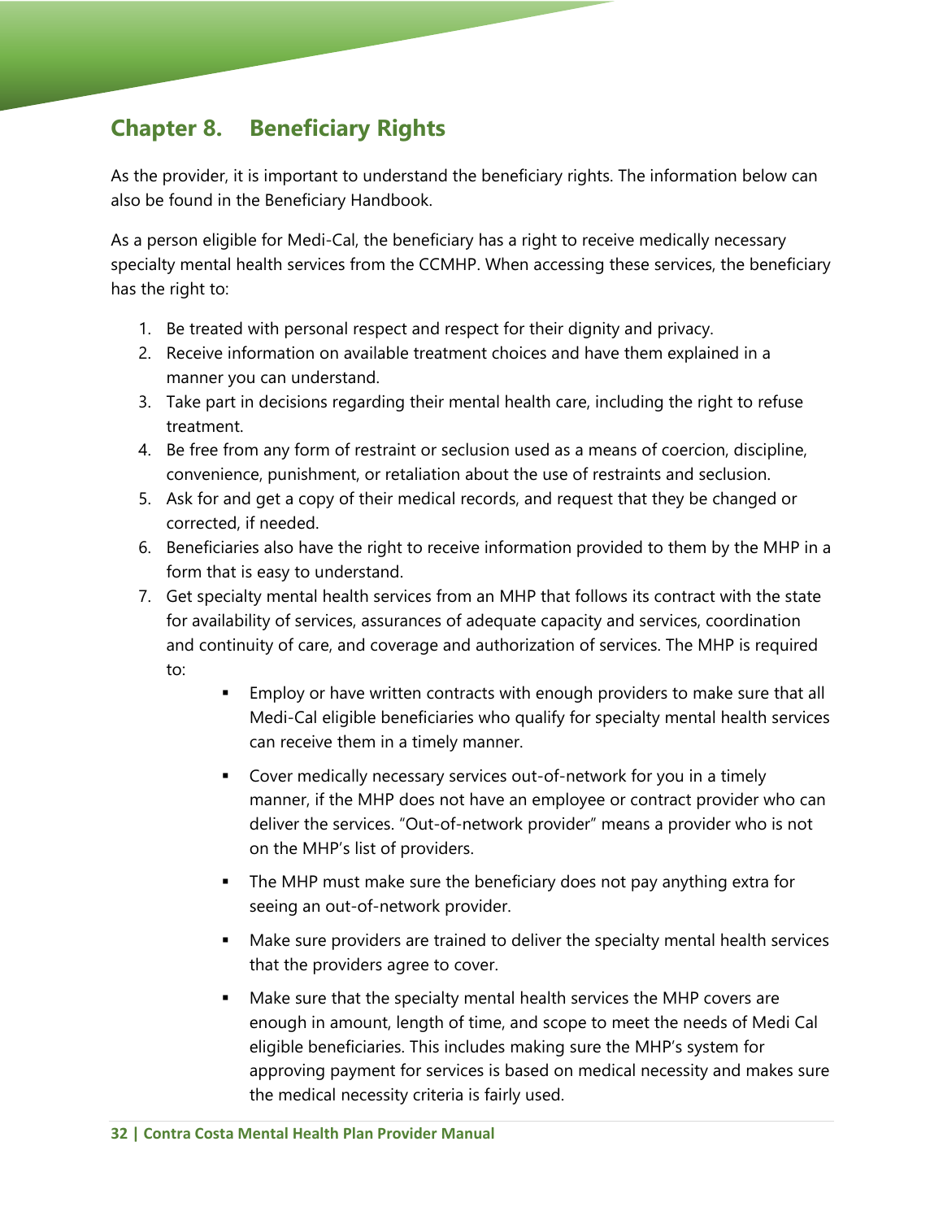## Chapter 8. Beneficiary Rights

As the provider, it is important to understand the beneficiary rights. The information below can also be found in the Beneficiary Handbook.

As a person eligible for Medi-Cal, the beneficiary has a right to receive medically necessary specialty mental health services from the CCMHP. When accessing these services, the beneficiary has the right to:

1. Be treated with personal respect and respect for their dignity and privacy.
2. Receive information on available treatment choices and have them explained in a manner you can understand.
3. Take part in decisions regarding their mental health care, including the right to refuse treatment.
4. Be free from any form of restraint or seclusion used as a means of coercion, discipline, convenience, punishment, or retaliation about the use of restraints and seclusion.
5. Ask for and get a copy of their medical records, and request that they be changed or corrected, if needed.
6. Beneficiaries also have the right to receive information provided to them by the MHP in a form that is easy to understand.
7. Get specialty mental health services from an MHP that follows its contract with the state for availability of services, assurances of adequate capacity and services, coordination and continuity of care, and coverage and authorization of services. The MHP is required to:
    - Employ or have written contracts with enough providers to make sure that all Medi-Cal eligible beneficiaries who qualify for specialty mental health services can receive them in a timely manner.
    - Cover medically necessary services out-of-network for you in a timely manner, if the MHP does not have an employee or contract provider who can deliver the services. "Out-of-network provider" means a provider who is not on the MHP's list of providers.
    - The MHP must make sure the beneficiary does not pay anything extra for seeing an out-of-network provider.
    - Make sure providers are trained to deliver the specialty mental health services that the providers agree to cover.
    - Make sure that the specialty mental health services the MHP covers are enough in amount, length of time, and scope to meet the needs of Medi Cal eligible beneficiaries. This includes making sure the MHP's system for approving payment for services is based on medical necessity and makes sure the medical necessity criteria is fairly used.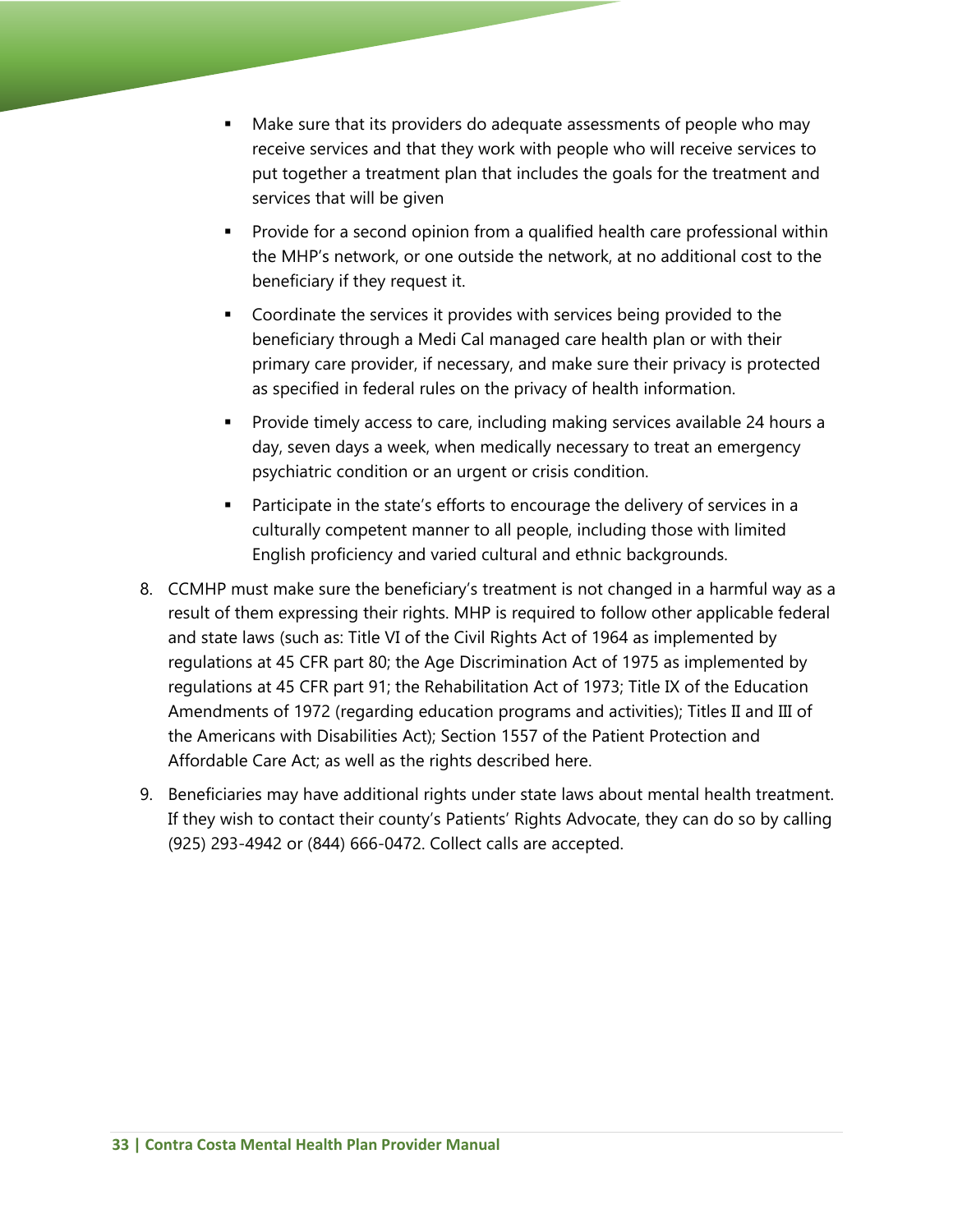- Make sure that its providers do adequate assessments of people who may receive services and that they work with people who will receive services to put together a treatment plan that includes the goals for the treatment and services that will be given
- Provide for a second opinion from a qualified health care professional within the MHP's network, or one outside the network, at no additional cost to the beneficiary if they request it.
- Coordinate the services it provides with services being provided to the beneficiary through a Medi Cal managed care health plan or with their primary care provider, if necessary, and make sure their privacy is protected as specified in federal rules on the privacy of health information.
- Provide timely access to care, including making services available 24 hours a day, seven days a week, when medically necessary to treat an emergency psychiatric condition or an urgent or crisis condition.
- Participate in the state's efforts to encourage the delivery of services in a culturally competent manner to all people, including those with limited English proficiency and varied cultural and ethnic backgrounds.

8. CCMHP must make sure the beneficiary's treatment is not changed in a harmful way as a result of them expressing their rights. MHP is required to follow other applicable federal and state laws (such as: Title VI of the Civil Rights Act of 1964 as implemented by regulations at 45 CFR part 80; the Age Discrimination Act of 1975 as implemented by regulations at 45 CFR part 91; the Rehabilitation Act of 1973; Title IX of the Education Amendments of 1972 (regarding education programs and activities); Titles II and III of the Americans with Disabilities Act); Section 1557 of the Patient Protection and Affordable Care Act; as well as the rights described here.
9. Beneficiaries may have additional rights under state laws about mental health treatment. If they wish to contact their county's Patients' Rights Advocate, they can do so by calling (925) 293-4942 or (844) 666-0472. Collect calls are accepted.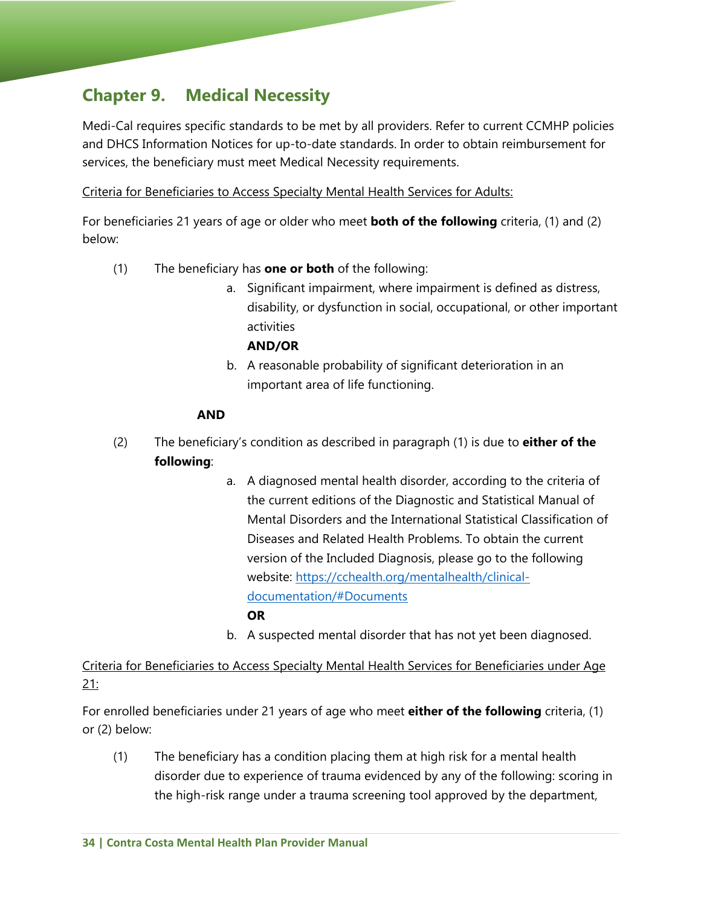# Chapter 9. Medical Necessity

Medi-Cal requires specific standards to be met by all providers. Refer to current CCMHP policies and DHCS Information Notices for up-to-date standards. In order to obtain reimbursement for services, the beneficiary must meet Medical Necessity requirements.

Criteria for Beneficiaries to Access Specialty Mental Health Services for Adults:

For beneficiaries 21 years of age or older who meet **both of the following** criteria, (1) and (2) below:

(1) The beneficiary has **one or both** of the following:

a. Significant impairment, where impairment is defined as distress, disability, or dysfunction in social, occupational, or other important activities

**AND/OR**

b. A reasonable probability of significant deterioration in an important area of life functioning.

**AND**

(2) The beneficiary's condition as described in paragraph (1) is due to **either of the following**:

a. A diagnosed mental health disorder, according to the criteria of the current editions of the Diagnostic and Statistical Manual of Mental Disorders and the International Statistical Classification of Diseases and Related Health Problems. To obtain the current version of the Included Diagnosis, please go to the following website: [https://cchealth.org/mentalhealth/clinical-documentation/#Documents](https://cchealth.org/mentalhealth/clinical-documentation/#Documents)

**OR**

b. A suspected mental disorder that has not yet been diagnosed.

Criteria for Beneficiaries to Access Specialty Mental Health Services for Beneficiaries under Age 21:

For enrolled beneficiaries under 21 years of age who meet **either of the following** criteria, (1) or (2) below:

(1) The beneficiary has a condition placing them at high risk for a mental health disorder due to experience of trauma evidenced by any of the following: scoring in the high-risk range under a trauma screening tool approved by the department,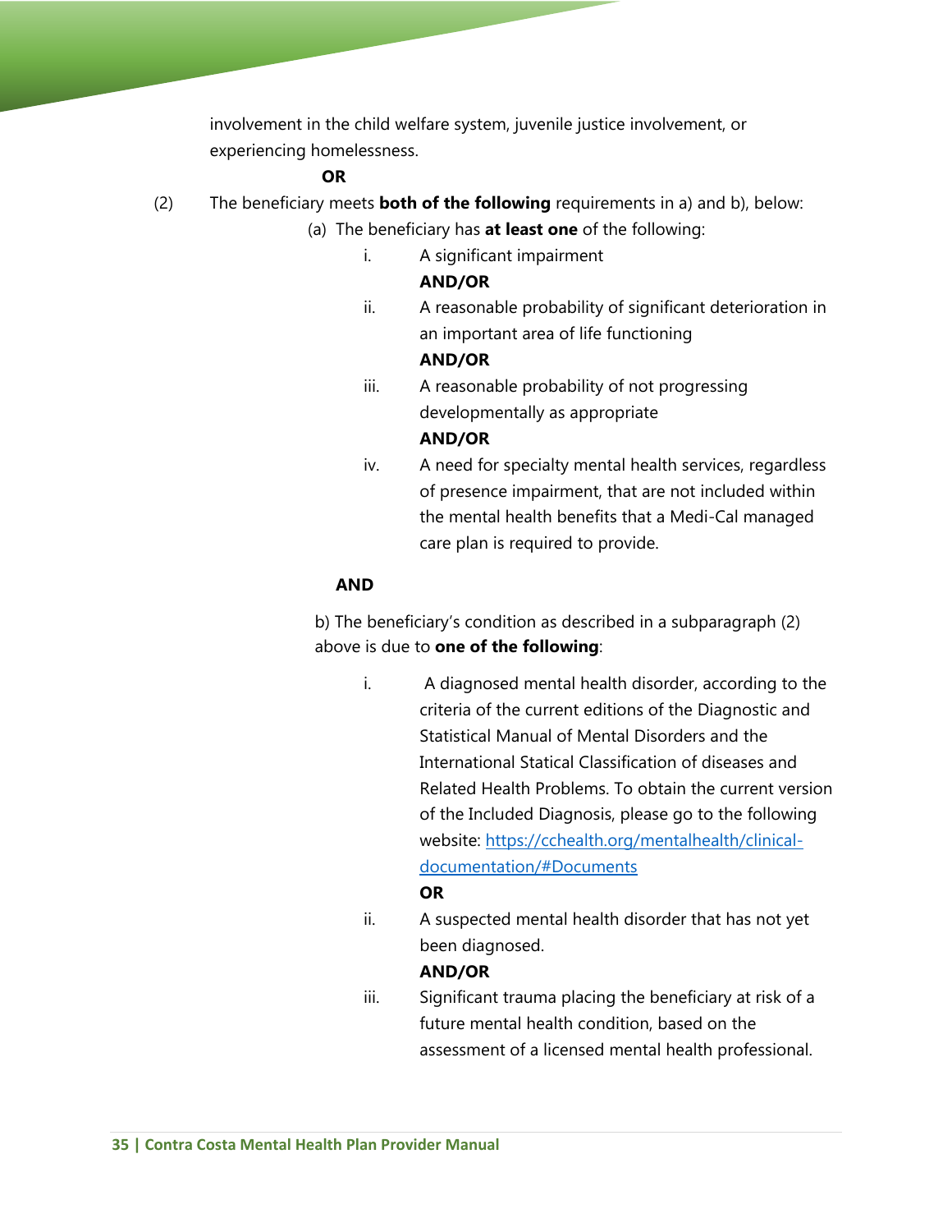involvement in the child welfare system, juvenile justice involvement, or experiencing homelessness.

**OR**

(2) The beneficiary meets **both of the following** requirements in a) and b), below:

(a) The beneficiary has **at least one** of the following:

i. A significant impairment

**AND/OR**

ii. A reasonable probability of significant deterioration in an important area of life functioning

**AND/OR**

iii. A reasonable probability of not progressing developmentally as appropriate

**AND/OR**

iv. A need for specialty mental health services, regardless of presence impairment, that are not included within the mental health benefits that a Medi-Cal managed care plan is required to provide.

**AND**

b) The beneficiary's condition as described in a subparagraph (2) above is due to **one of the following**:

i. A diagnosed mental health disorder, according to the criteria of the current editions of the Diagnostic and Statistical Manual of Mental Disorders and the International Statical Classification of diseases and Related Health Problems. To obtain the current version of the Included Diagnosis, please go to the following website: [https://cchealth.org/mentalhealth/clinical-documentation/#Documents](https://cchealth.org/mentalhealth/clinical-documentation/#Documents)

**OR**

ii. A suspected mental health disorder that has not yet been diagnosed.

**AND/OR**

iii. Significant trauma placing the beneficiary at risk of a future mental health condition, based on the assessment of a licensed mental health professional.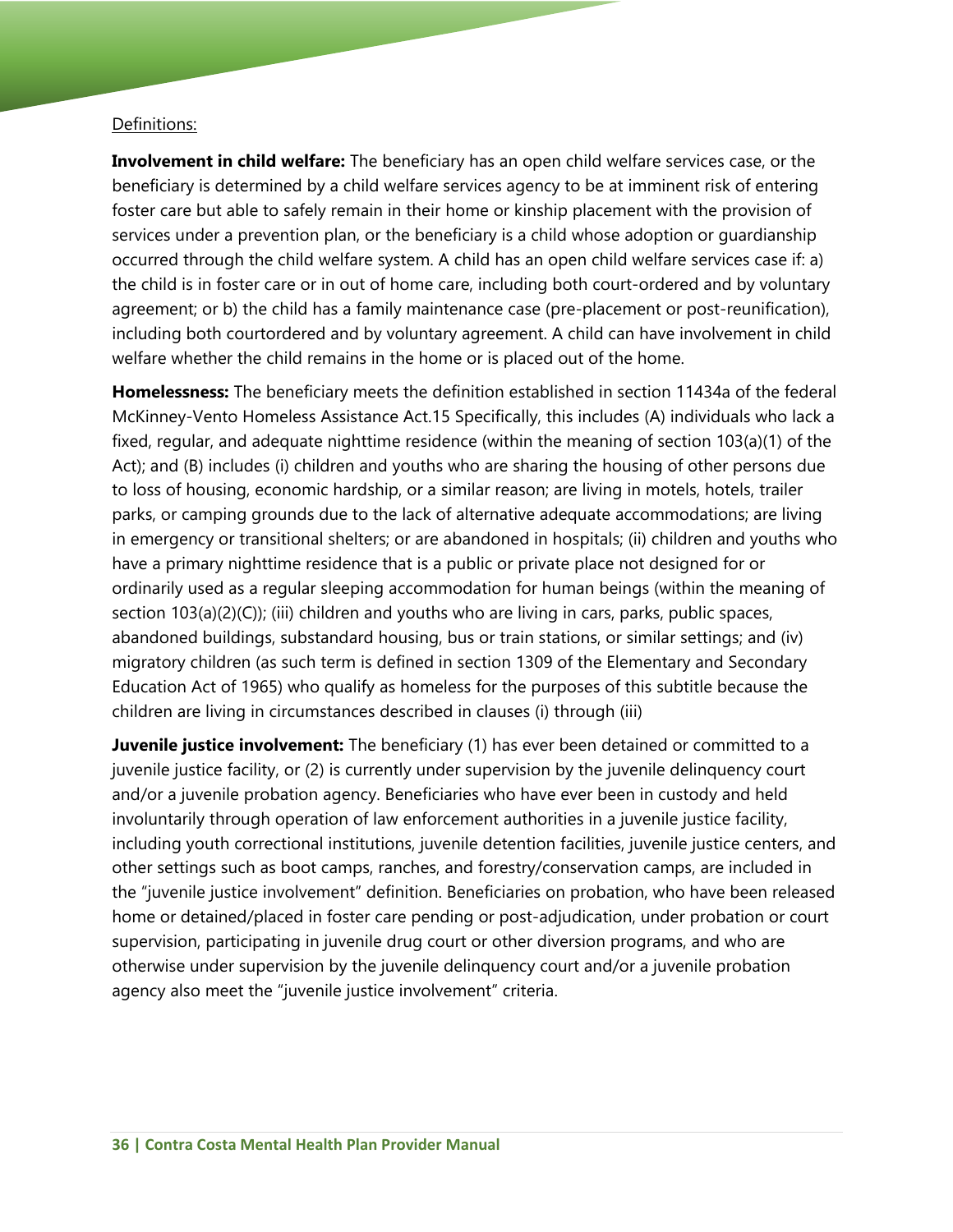Definitions:

**Involvement in child welfare:** The beneficiary has an open child welfare services case, or the beneficiary is determined by a child welfare services agency to be at imminent risk of entering foster care but able to safely remain in their home or kinship placement with the provision of services under a prevention plan, or the beneficiary is a child whose adoption or guardianship occurred through the child welfare system. A child has an open child welfare services case if: a) the child is in foster care or in out of home care, including both court-ordered and by voluntary agreement; or b) the child has a family maintenance case (pre-placement or post-reunification), including both courtordered and by voluntary agreement. A child can have involvement in child welfare whether the child remains in the home or is placed out of the home.

**Homelessness:** The beneficiary meets the definition established in section 11434a of the federal McKinney-Vento Homeless Assistance Act.15 Specifically, this includes (A) individuals who lack a fixed, regular, and adequate nighttime residence (within the meaning of section 103(a)(1) of the Act); and (B) includes (i) children and youths who are sharing the housing of other persons due to loss of housing, economic hardship, or a similar reason; are living in motels, hotels, trailer parks, or camping grounds due to the lack of alternative adequate accommodations; are living in emergency or transitional shelters; or are abandoned in hospitals; (ii) children and youths who have a primary nighttime residence that is a public or private place not designed for or ordinarily used as a regular sleeping accommodation for human beings (within the meaning of section 103(a)(2)(C)); (iii) children and youths who are living in cars, parks, public spaces, abandoned buildings, substandard housing, bus or train stations, or similar settings; and (iv) migratory children (as such term is defined in section 1309 of the Elementary and Secondary Education Act of 1965) who qualify as homeless for the purposes of this subtitle because the children are living in circumstances described in clauses (i) through (iii)

**Juvenile justice involvement:** The beneficiary (1) has ever been detained or committed to a juvenile justice facility, or (2) is currently under supervision by the juvenile delinquency court and/or a juvenile probation agency. Beneficiaries who have ever been in custody and held involuntarily through operation of law enforcement authorities in a juvenile justice facility, including youth correctional institutions, juvenile detention facilities, juvenile justice centers, and other settings such as boot camps, ranches, and forestry/conservation camps, are included in the "juvenile justice involvement" definition. Beneficiaries on probation, who have been released home or detained/placed in foster care pending or post-adjudication, under probation or court supervision, participating in juvenile drug court or other diversion programs, and who are otherwise under supervision by the juvenile delinquency court and/or a juvenile probation agency also meet the "juvenile justice involvement" criteria.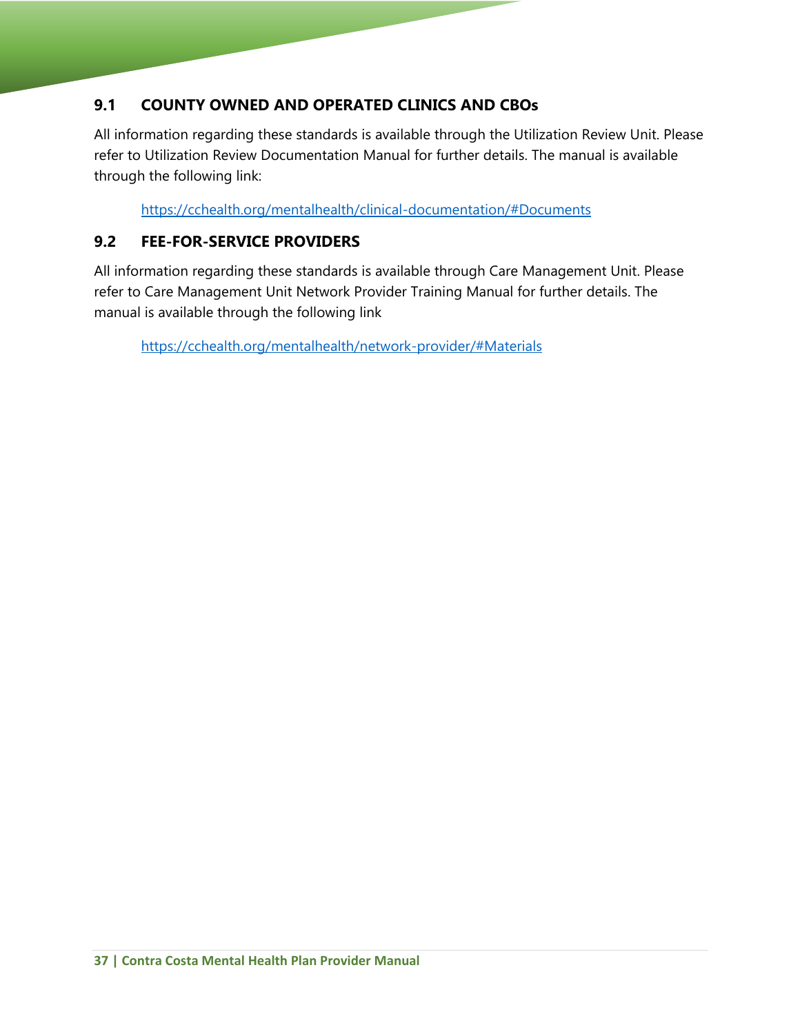## 9.1 COUNTY OWNED AND OPERATED CLINICS AND CBOs

All information regarding these standards is available through the Utilization Review Unit. Please refer to Utilization Review Documentation Manual for further details. The manual is available through the following link:

https://cchealth.org/mentalhealth/clinical-documentation/#Documents

## 9.2 FEE-FOR-SERVICE PROVIDERS

All information regarding these standards is available through Care Management Unit. Please refer to Care Management Unit Network Provider Training Manual for further details. The manual is available through the following link

https://cchealth.org/mentalhealth/network-provider/#Materials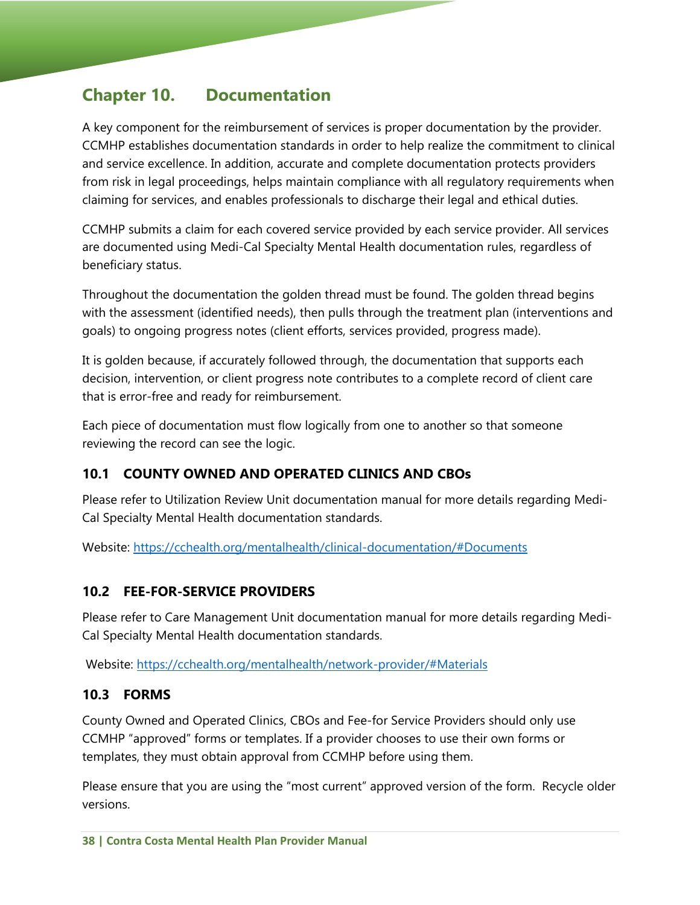# Chapter 10. Documentation

A key component for the reimbursement of services is proper documentation by the provider. CCMHP establishes documentation standards in order to help realize the commitment to clinical and service excellence. In addition, accurate and complete documentation protects providers from risk in legal proceedings, helps maintain compliance with all regulatory requirements when claiming for services, and enables professionals to discharge their legal and ethical duties.

CCMHP submits a claim for each covered service provided by each service provider. All services are documented using Medi-Cal Specialty Mental Health documentation rules, regardless of beneficiary status.

Throughout the documentation the golden thread must be found. The golden thread begins with the assessment (identified needs), then pulls through the treatment plan (interventions and goals) to ongoing progress notes (client efforts, services provided, progress made).

It is golden because, if accurately followed through, the documentation that supports each decision, intervention, or client progress note contributes to a complete record of client care that is error-free and ready for reimbursement.

Each piece of documentation must flow logically from one to another so that someone reviewing the record can see the logic.

## 10.1 COUNTY OWNED AND OPERATED CLINICS AND CBOs

Please refer to Utilization Review Unit documentation manual for more details regarding Medi-Cal Specialty Mental Health documentation standards.

Website: https://cchealth.org/mentalhealth/clinical-documentation/#Documents

## 10.2 FEE-FOR-SERVICE PROVIDERS

Please refer to Care Management Unit documentation manual for more details regarding Medi-Cal Specialty Mental Health documentation standards.

Website: https://cchealth.org/mentalhealth/network-provider/#Materials

## 10.3 FORMS

County Owned and Operated Clinics, CBOs and Fee-for Service Providers should only use CCMHP "approved" forms or templates. If a provider chooses to use their own forms or templates, they must obtain approval from CCMHP before using them.

Please ensure that you are using the "most current" approved version of the form. Recycle older versions.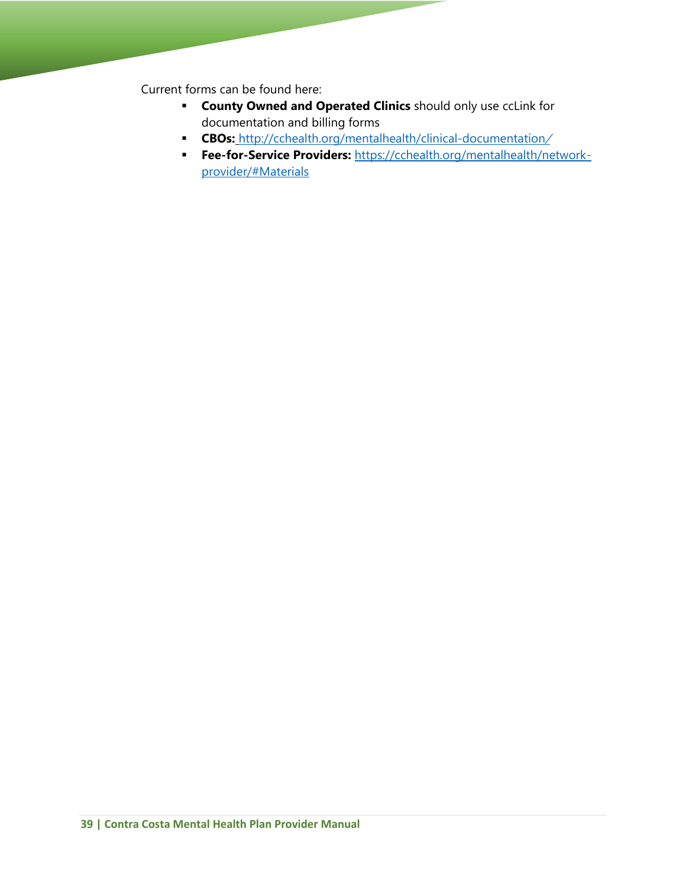Current forms can be found here:

- **County Owned and Operated Clinics** should only use ccLink for documentation and billing forms
- **CBOs:** http://cchealth.org/mentalhealth/clinical-documentation/
- **Fee-for-Service Providers:** https://cchealth.org/mentalhealth/network-provider/#Materials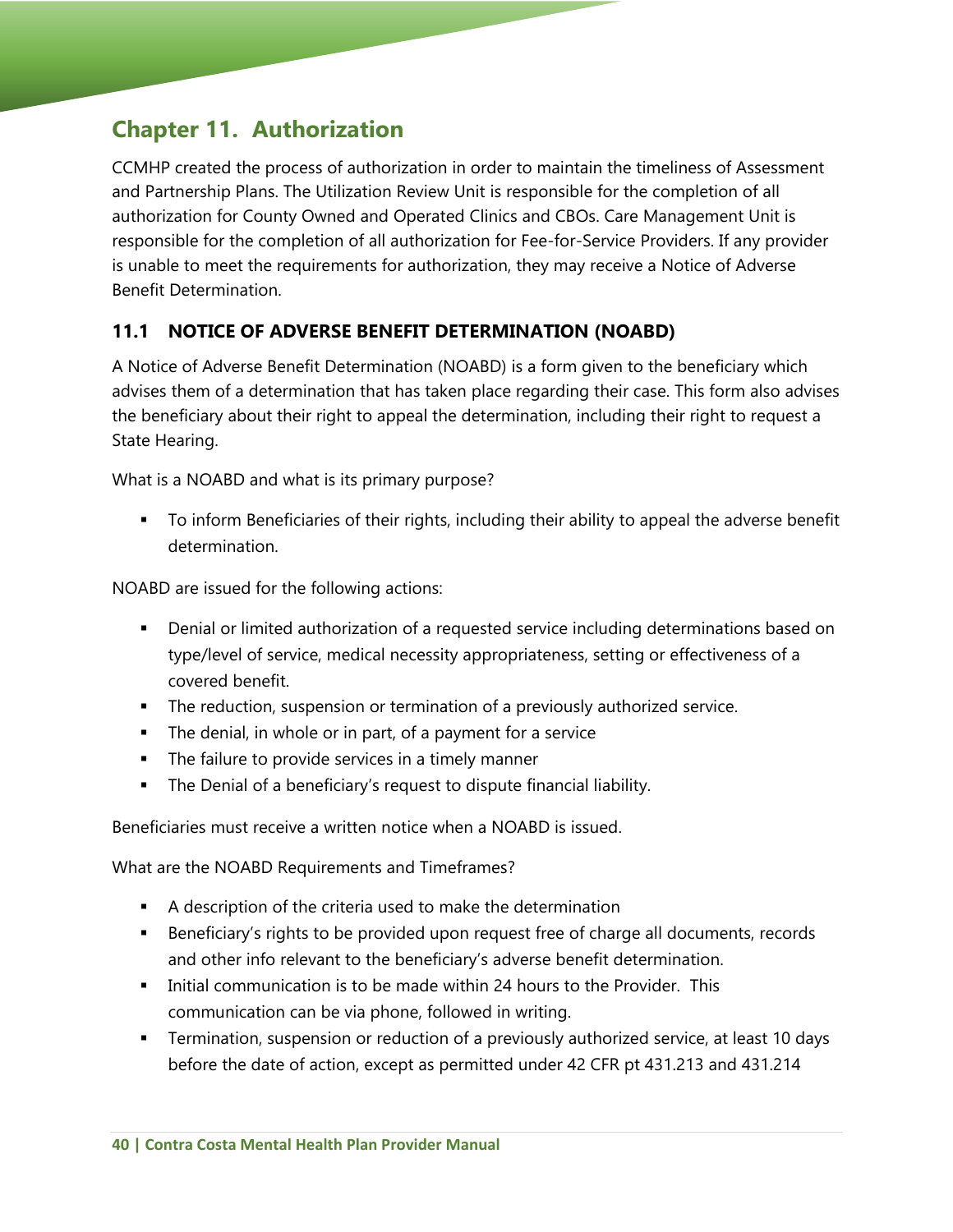# Chapter 11. Authorization

CCMHP created the process of authorization in order to maintain the timeliness of Assessment and Partnership Plans. The Utilization Review Unit is responsible for the completion of all authorization for County Owned and Operated Clinics and CBOs. Care Management Unit is responsible for the completion of all authorization for Fee-for-Service Providers. If any provider is unable to meet the requirements for authorization, they may receive a Notice of Adverse Benefit Determination.

## 11.1 NOTICE OF ADVERSE BENEFIT DETERMINATION (NOABD)

A Notice of Adverse Benefit Determination (NOABD) is a form given to the beneficiary which advises them of a determination that has taken place regarding their case. This form also advises the beneficiary about their right to appeal the determination, including their right to request a State Hearing.

What is a NOABD and what is its primary purpose?

- To inform Beneficiaries of their rights, including their ability to appeal the adverse benefit determination.

NOABD are issued for the following actions:

- Denial or limited authorization of a requested service including determinations based on type/level of service, medical necessity appropriateness, setting or effectiveness of a covered benefit.
- The reduction, suspension or termination of a previously authorized service.
- The denial, in whole or in part, of a payment for a service
- The failure to provide services in a timely manner
- The Denial of a beneficiary's request to dispute financial liability.

Beneficiaries must receive a written notice when a NOABD is issued.

What are the NOABD Requirements and Timeframes?

- A description of the criteria used to make the determination
- Beneficiary's rights to be provided upon request free of charge all documents, records and other info relevant to the beneficiary's adverse benefit determination.
- Initial communication is to be made within 24 hours to the Provider. This communication can be via phone, followed in writing.
- Termination, suspension or reduction of a previously authorized service, at least 10 days before the date of action, except as permitted under 42 CFR pt 431.213 and 431.214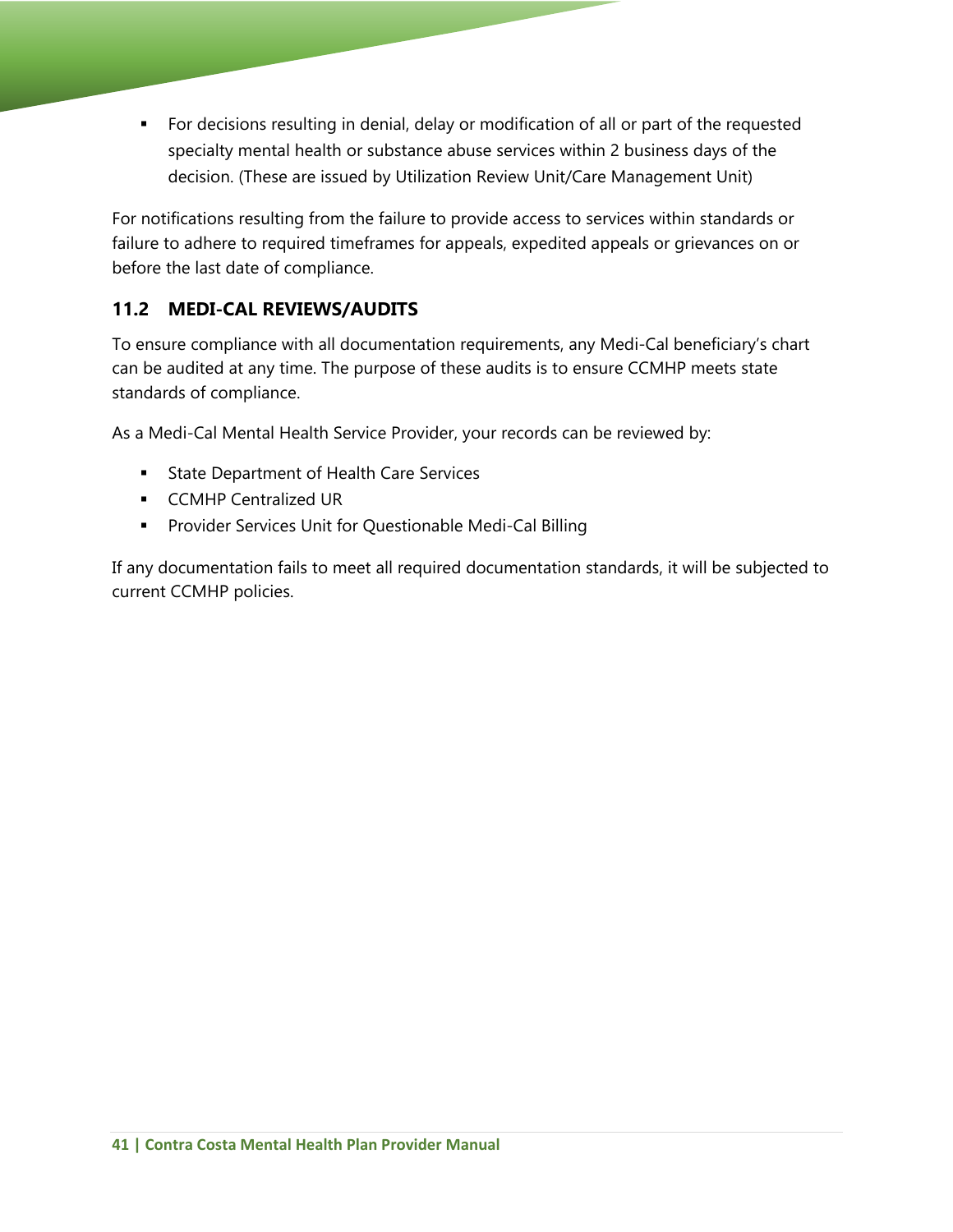- For decisions resulting in denial, delay or modification of all or part of the requested specialty mental health or substance abuse services within 2 business days of the decision. (These are issued by Utilization Review Unit/Care Management Unit)

For notifications resulting from the failure to provide access to services within standards or failure to adhere to required timeframes for appeals, expedited appeals or grievances on or before the last date of compliance.

## 11.2 MEDI-CAL REVIEWS/AUDITS

To ensure compliance with all documentation requirements, any Medi-Cal beneficiary's chart can be audited at any time. The purpose of these audits is to ensure CCMHP meets state standards of compliance.

As a Medi-Cal Mental Health Service Provider, your records can be reviewed by:

- State Department of Health Care Services
- CCMHP Centralized UR
- Provider Services Unit for Questionable Medi-Cal Billing

If any documentation fails to meet all required documentation standards, it will be subjected to current CCMHP policies.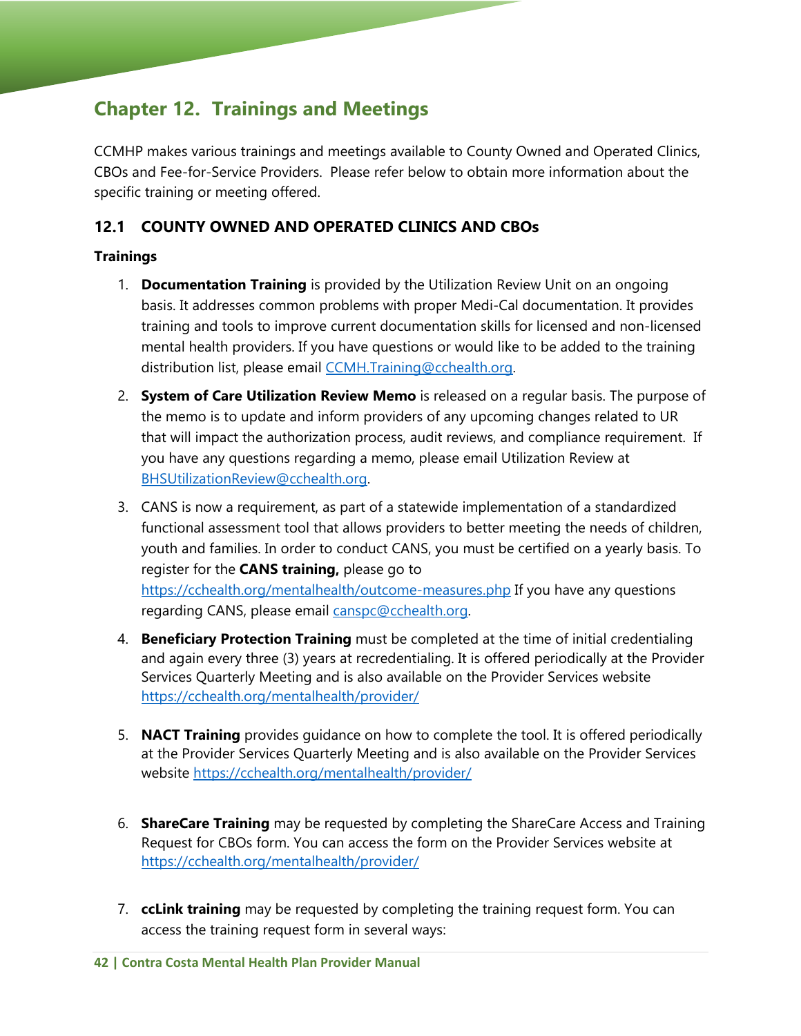# Chapter 12. Trainings and Meetings

CCMHP makes various trainings and meetings available to County Owned and Operated Clinics, CBOs and Fee-for-Service Providers. Please refer below to obtain more information about the specific training or meeting offered.

## 12.1 COUNTY OWNED AND OPERATED CLINICS AND CBOs

### Trainings

1. **Documentation Training** is provided by the Utilization Review Unit on an ongoing basis. It addresses common problems with proper Medi-Cal documentation. It provides training and tools to improve current documentation skills for licensed and non-licensed mental health providers. If you have questions or would like to be added to the training distribution list, please email CCMH.Training@cchealth.org.

2. **System of Care Utilization Review Memo** is released on a regular basis. The purpose of the memo is to update and inform providers of any upcoming changes related to UR that will impact the authorization process, audit reviews, and compliance requirement. If you have any questions regarding a memo, please email Utilization Review at BHSUtilizationReview@cchealth.org.

3. CANS is now a requirement, as part of a statewide implementation of a standardized functional assessment tool that allows providers to better meeting the needs of children, youth and families. In order to conduct CANS, you must be certified on a yearly basis. To register for the **CANS training,** please go to https://cchealth.org/mentalhealth/outcome-measures.php If you have any questions regarding CANS, please email canspc@cchealth.org.

4. **Beneficiary Protection Training** must be completed at the time of initial credentialing and again every three (3) years at recredentialing. It is offered periodically at the Provider Services Quarterly Meeting and is also available on the Provider Services website https://cchealth.org/mentalhealth/provider/

5. **NACT Training** provides guidance on how to complete the tool. It is offered periodically at the Provider Services Quarterly Meeting and is also available on the Provider Services website https://cchealth.org/mentalhealth/provider/

6. **ShareCare Training** may be requested by completing the ShareCare Access and Training Request for CBOs form. You can access the form on the Provider Services website at https://cchealth.org/mentalhealth/provider/

7. **ccLink training** may be requested by completing the training request form. You can access the training request form in several ways: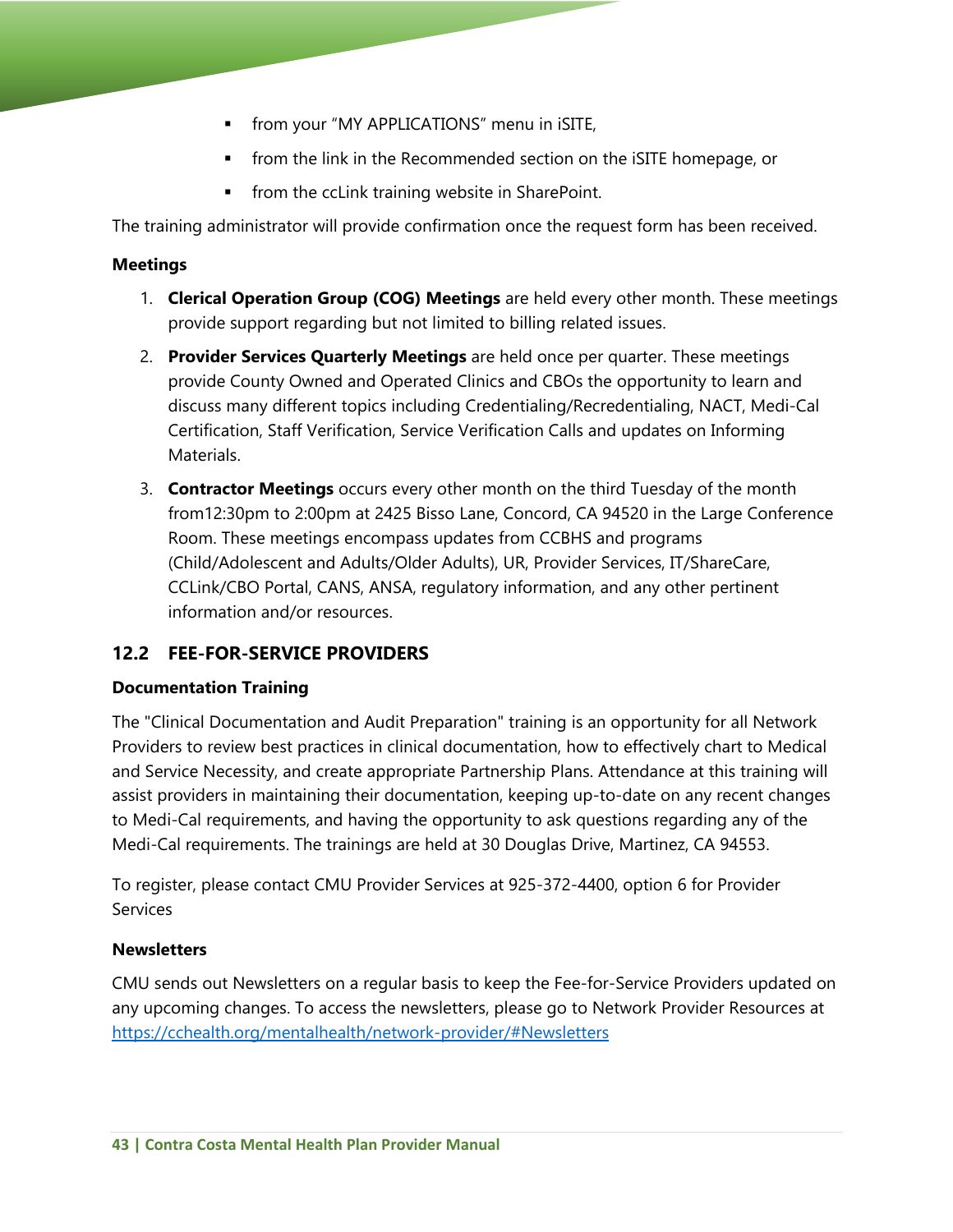- from your "MY APPLICATIONS" menu in iSITE,
- from the link in the Recommended section on the iSITE homepage, or
- from the ccLink training website in SharePoint.

The training administrator will provide confirmation once the request form has been received.

**Meetings**

1. **Clerical Operation Group (COG) Meetings** are held every other month. These meetings provide support regarding but not limited to billing related issues.
2. **Provider Services Quarterly Meetings** are held once per quarter. These meetings provide County Owned and Operated Clinics and CBOs the opportunity to learn and discuss many different topics including Credentialing/Recredentialing, NACT, Medi-Cal Certification, Staff Verification, Service Verification Calls and updates on Informing Materials.
3. **Contractor Meetings** occurs every other month on the third Tuesday of the month from12:30pm to 2:00pm at 2425 Bisso Lane, Concord, CA 94520 in the Large Conference Room. These meetings encompass updates from CCBHS and programs (Child/Adolescent and Adults/Older Adults), UR, Provider Services, IT/ShareCare, CCLink/CBO Portal, CANS, ANSA, regulatory information, and any other pertinent information and/or resources.

## 12.2 FEE-FOR-SERVICE PROVIDERS

**Documentation Training**

The "Clinical Documentation and Audit Preparation" training is an opportunity for all Network Providers to review best practices in clinical documentation, how to effectively chart to Medical and Service Necessity, and create appropriate Partnership Plans. Attendance at this training will assist providers in maintaining their documentation, keeping up-to-date on any recent changes to Medi-Cal requirements, and having the opportunity to ask questions regarding any of the Medi-Cal requirements. The trainings are held at 30 Douglas Drive, Martinez, CA 94553.

To register, please contact CMU Provider Services at 925-372-4400, option 6 for Provider Services

**Newsletters**

CMU sends out Newsletters on a regular basis to keep the Fee-for-Service Providers updated on any upcoming changes. To access the newsletters, please go to Network Provider Resources at https://cchealth.org/mentalhealth/network-provider/#Newsletters